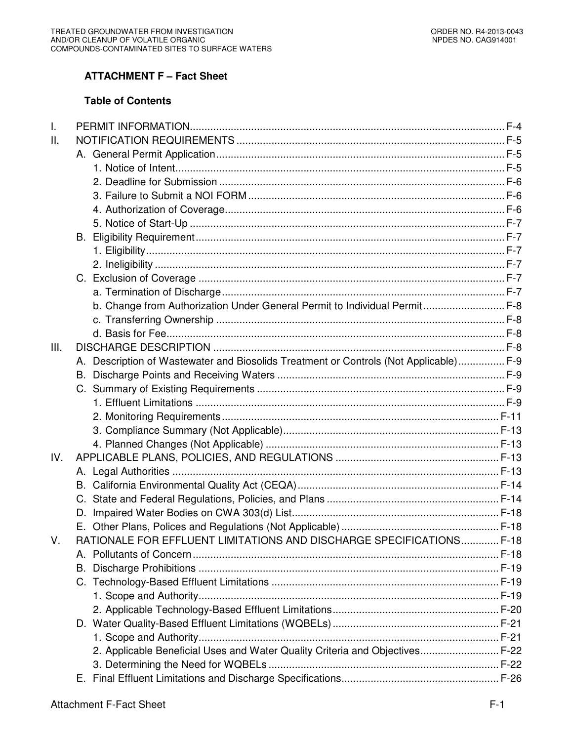## ATTACHMENT F – Fact Sheet

### Table of Contents

I. PERMIT INFORMATION ........ F-4
II. NOTIFICATION REQUIREMENTS ........ F-5
  A. General Permit Application ........ F-5
    1. Notice of Intent ........ F-5
    2. Deadline for Submission ........ F-6
    3. Failure to Submit a NOI FORM ........ F-6
    4. Authorization of Coverage ........ F-6
    5. Notice of Start-Up ........ F-7
  B. Eligibility Requirement ........ F-7
    1. Eligibility ........ F-7
    2. Ineligibility ........ F-7
  C. Exclusion of Coverage ........ F-7
    a. Termination of Discharge ........ F-7
    b. Change from Authorization Under General Permit to Individual Permit ........ F-8
    c. Transferring Ownership ........ F-8
    d. Basis for Fee ........ F-8
III. DISCHARGE DESCRIPTION ........ F-8
  A. Description of Wastewater and Biosolids Treatment or Controls (Not Applicable) ........ F-9
  B. Discharge Points and Receiving Waters ........ F-9
  C. Summary of Existing Requirements ........ F-9
    1. Effluent Limitations ........ F-9
    2. Monitoring Requirements ........ F-11
    3. Compliance Summary (Not Applicable) ........ F-13
    4. Planned Changes (Not Applicable) ........ F-13
IV. APPLICABLE PLANS, POLICIES, AND REGULATIONS ........ F-13
  A. Legal Authorities ........ F-13
  B. California Environmental Quality Act (CEQA) ........ F-14
  C. State and Federal Regulations, Policies, and Plans ........ F-14
  D. Impaired Water Bodies on CWA 303(d) List ........ F-18
  E. Other Plans, Polices and Regulations (Not Applicable) ........ F-18
V. RATIONALE FOR EFFLUENT LIMITATIONS AND DISCHARGE SPECIFICATIONS ........ F-18
  A. Pollutants of Concern ........ F-18
  B. Discharge Prohibitions ........ F-19
  C. Technology-Based Effluent Limitations ........ F-19
    1. Scope and Authority ........ F-19
    2. Applicable Technology-Based Effluent Limitations ........ F-20
  D. Water Quality-Based Effluent Limitations (WQBELs) ........ F-21
    1. Scope and Authority ........ F-21
    2. Applicable Beneficial Uses and Water Quality Criteria and Objectives ........ F-22
    3. Determining the Need for WQBELs ........ F-22
  E. Final Effluent Limitations and Discharge Specifications ........ F-26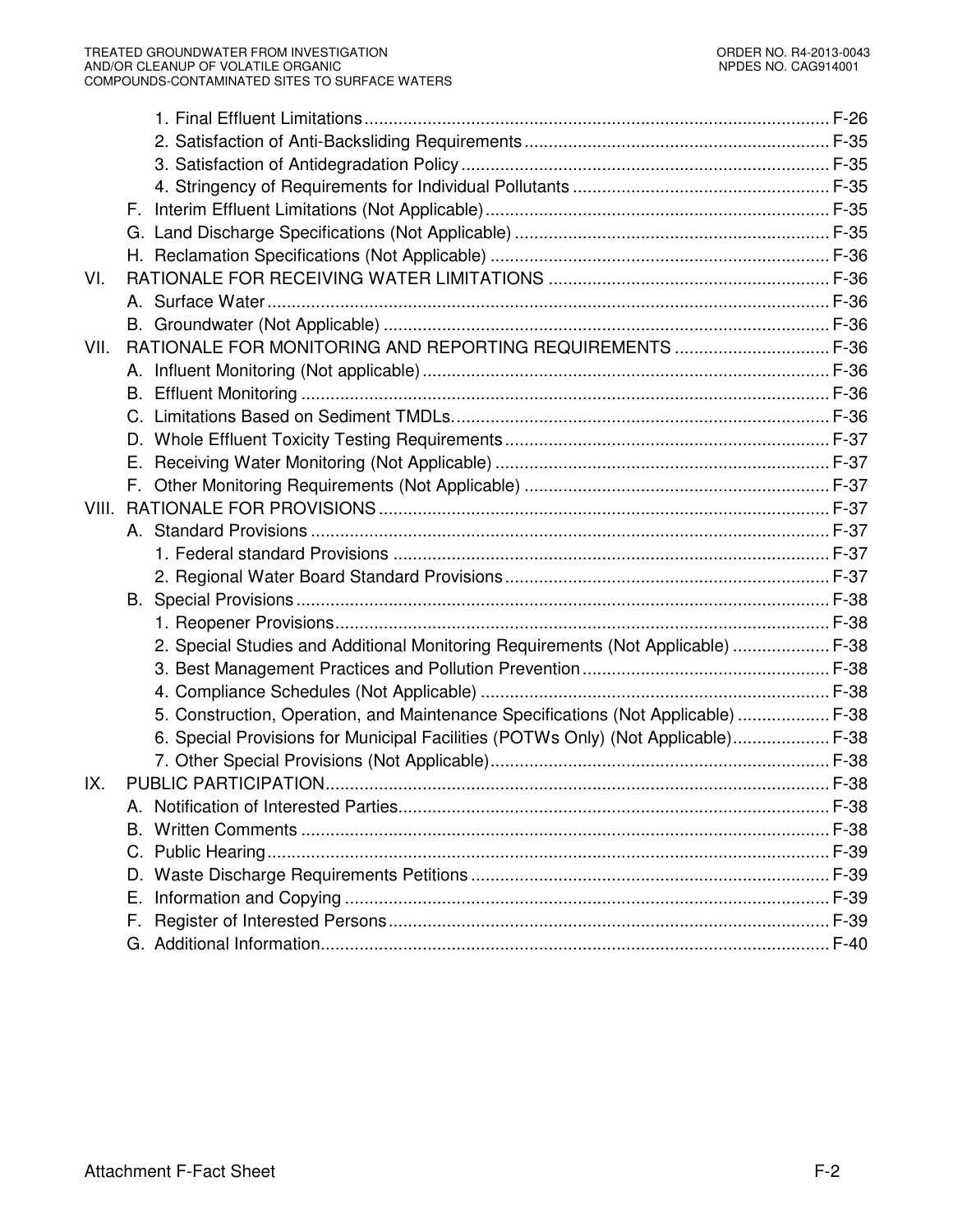1. Final Effluent Limitations ................................................................................................ F-26
2. Satisfaction of Anti-Backsliding Requirements ............................................................... F-35
3. Satisfaction of Antidegradation Policy ............................................................................ F-35
4. Stringency of Requirements for Individual Pollutants ..................................................... F-35

F. Interim Effluent Limitations (Not Applicable) ....................................................................... F-35
G. Land Discharge Specifications (Not Applicable) ................................................................. F-35
H. Reclamation Specifications (Not Applicable) ...................................................................... F-36

VI. RATIONALE FOR RECEIVING WATER LIMITATIONS .......................................................... F-36

A. Surface Water .................................................................................................................... F-36
B. Groundwater (Not Applicable) ............................................................................................ F-36

VII. RATIONALE FOR MONITORING AND REPORTING REQUIREMENTS ................................ F-36

A. Influent Monitoring (Not applicable) .................................................................................... F-36
B. Effluent Monitoring ............................................................................................................. F-36
C. Limitations Based on Sediment TMDLs. ............................................................................. F-36
D. Whole Effluent Toxicity Testing Requirements ................................................................... F-37
E. Receiving Water Monitoring (Not Applicable) ..................................................................... F-37
F. Other Monitoring Requirements (Not Applicable) ............................................................... F-37

VIII. RATIONALE FOR PROVISIONS ............................................................................................. F-37

A. Standard Provisions ........................................................................................................... F-37
1. Federal standard Provisions .......................................................................................... F-37
2. Regional Water Board Standard Provisions ................................................................... F-37

B. Special Provisions .............................................................................................................. F-38
1. Reopener Provisions ...................................................................................................... F-38
2. Special Studies and Additional Monitoring Requirements (Not Applicable) .................... F-38
3. Best Management Practices and Pollution Prevention ................................................... F-38
4. Compliance Schedules (Not Applicable) ........................................................................ F-38
5. Construction, Operation, and Maintenance Specifications (Not Applicable) ................... F-38
6. Special Provisions for Municipal Facilities (POTWs Only) (Not Applicable) .................... F-38
7. Other Special Provisions (Not Applicable) ...................................................................... F-38

IX. PUBLIC PARTICIPATION ....................................................................................................... F-38

A. Notification of Interested Parties ........................................................................................ F-38
B. Written Comments ............................................................................................................. F-38
C. Public Hearing .................................................................................................................... F-39
D. Waste Discharge Requirements Petitions .......................................................................... F-39
E. Information and Copying .................................................................................................... F-39
F. Register of Interested Persons ........................................................................................... F-39
G. Additional Information ......................................................................................................... F-40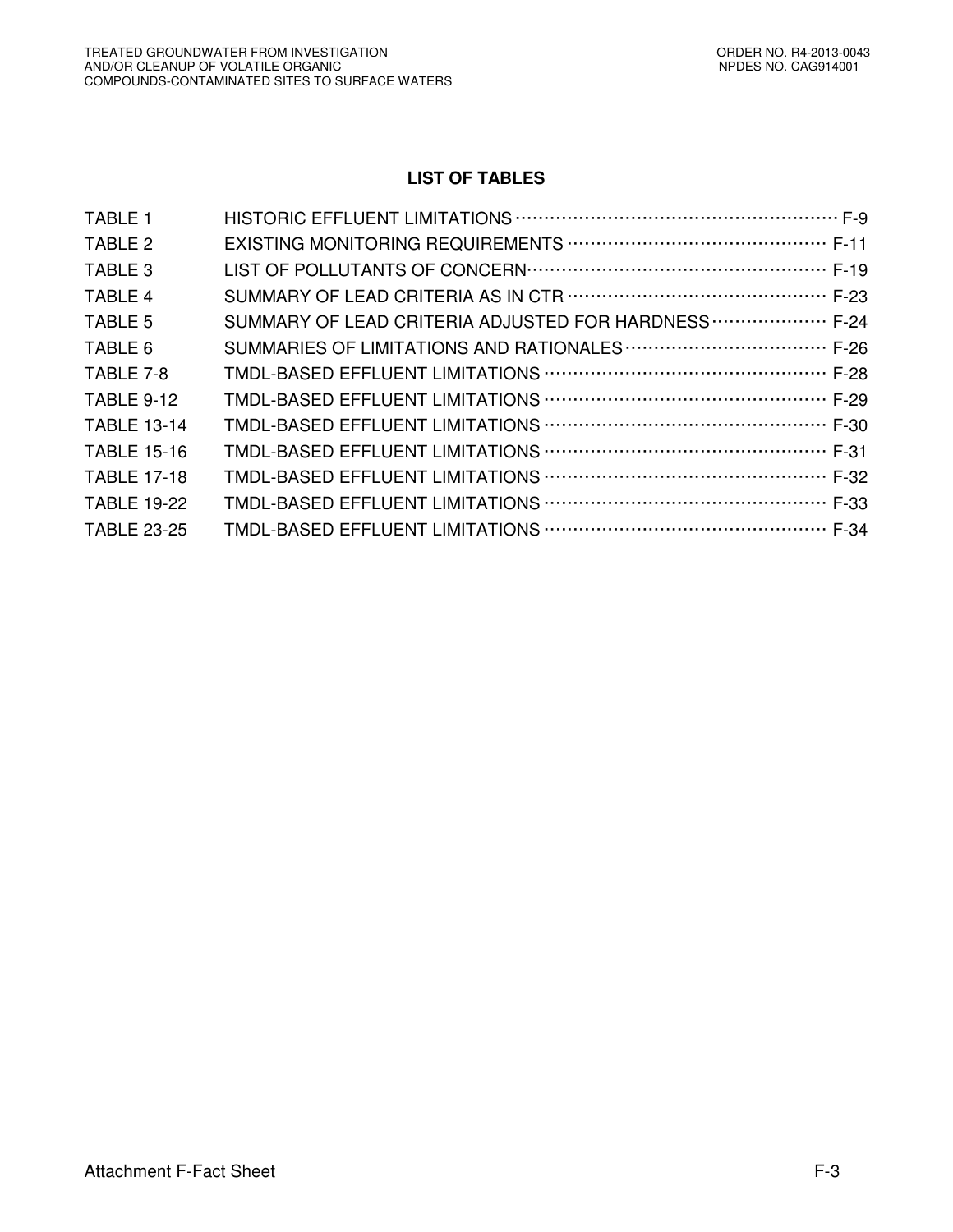## LIST OF TABLES

| | | |
|---|---|---|
| TABLE 1 | HISTORIC EFFLUENT LIMITATIONS | F-9 |
| TABLE 2 | EXISTING MONITORING REQUIREMENTS | F-11 |
| TABLE 3 | LIST OF POLLUTANTS OF CONCERN | F-19 |
| TABLE 4 | SUMMARY OF LEAD CRITERIA AS IN CTR | F-23 |
| TABLE 5 | SUMMARY OF LEAD CRITERIA ADJUSTED FOR HARDNESS | F-24 |
| TABLE 6 | SUMMARIES OF LIMITATIONS AND RATIONALES | F-26 |
| TABLE 7-8 | TMDL-BASED EFFLUENT LIMITATIONS | F-28 |
| TABLE 9-12 | TMDL-BASED EFFLUENT LIMITATIONS | F-29 |
| TABLE 13-14 | TMDL-BASED EFFLUENT LIMITATIONS | F-30 |
| TABLE 15-16 | TMDL-BASED EFFLUENT LIMITATIONS | F-31 |
| TABLE 17-18 | TMDL-BASED EFFLUENT LIMITATIONS | F-32 |
| TABLE 19-22 | TMDL-BASED EFFLUENT LIMITATIONS | F-33 |
| TABLE 23-25 | TMDL-BASED EFFLUENT LIMITATIONS | F-34 |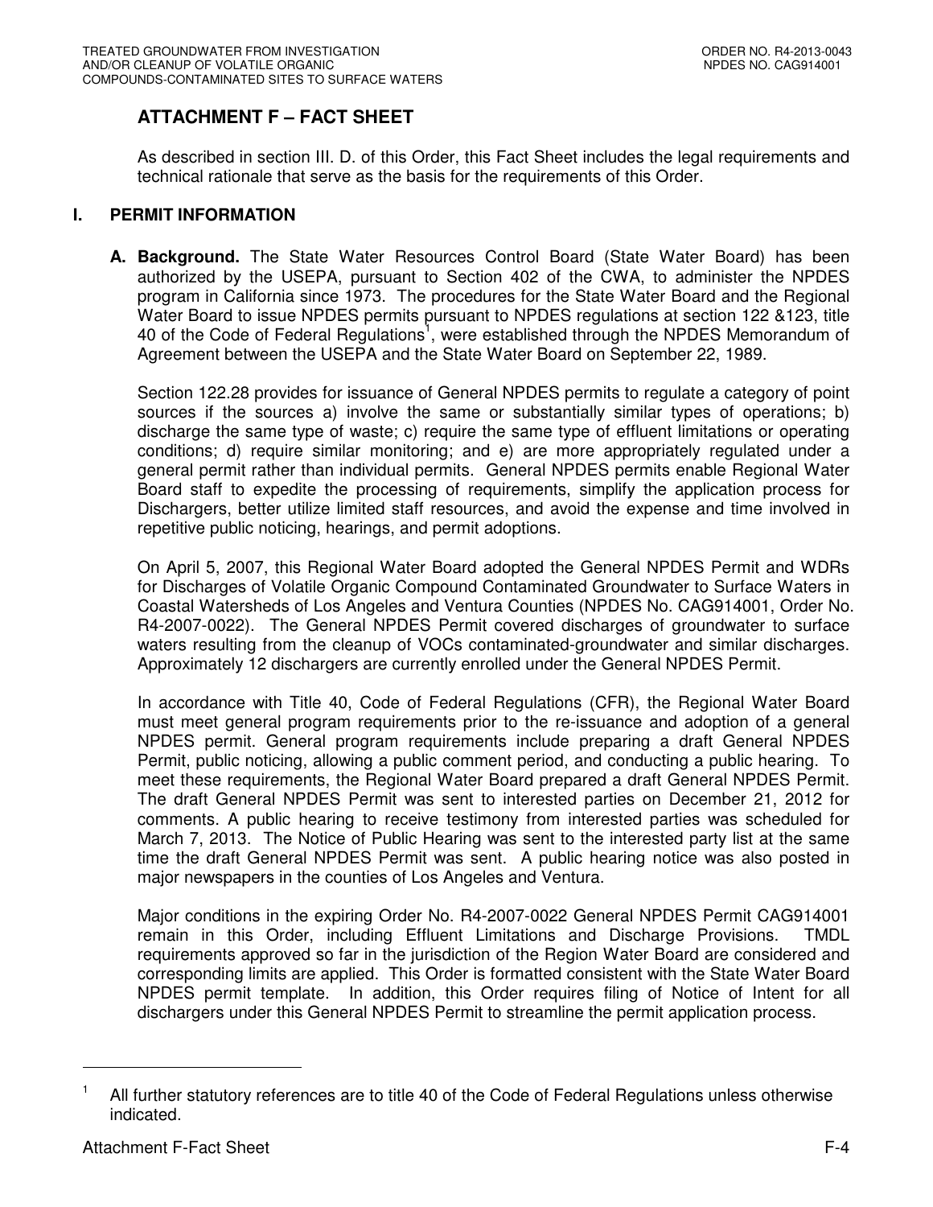# ATTACHMENT F – FACT SHEET

As described in section III. D. of this Order, this Fact Sheet includes the legal requirements and technical rationale that serve as the basis for the requirements of this Order.

## I. PERMIT INFORMATION

**A. Background.** The State Water Resources Control Board (State Water Board) has been authorized by the USEPA, pursuant to Section 402 of the CWA, to administer the NPDES program in California since 1973. The procedures for the State Water Board and the Regional Water Board to issue NPDES permits pursuant to NPDES regulations at section 122 &123, title 40 of the Code of Federal Regulations[1], were established through the NPDES Memorandum of Agreement between the USEPA and the State Water Board on September 22, 1989.

Section 122.28 provides for issuance of General NPDES permits to regulate a category of point sources if the sources a) involve the same or substantially similar types of operations; b) discharge the same type of waste; c) require the same type of effluent limitations or operating conditions; d) require similar monitoring; and e) are more appropriately regulated under a general permit rather than individual permits. General NPDES permits enable Regional Water Board staff to expedite the processing of requirements, simplify the application process for Dischargers, better utilize limited staff resources, and avoid the expense and time involved in repetitive public noticing, hearings, and permit adoptions.

On April 5, 2007, this Regional Water Board adopted the General NPDES Permit and WDRs for Discharges of Volatile Organic Compound Contaminated Groundwater to Surface Waters in Coastal Watersheds of Los Angeles and Ventura Counties (NPDES No. CAG914001, Order No. R4-2007-0022). The General NPDES Permit covered discharges of groundwater to surface waters resulting from the cleanup of VOCs contaminated-groundwater and similar discharges. Approximately 12 dischargers are currently enrolled under the General NPDES Permit.

In accordance with Title 40, Code of Federal Regulations (CFR), the Regional Water Board must meet general program requirements prior to the re-issuance and adoption of a general NPDES permit. General program requirements include preparing a draft General NPDES Permit, public noticing, allowing a public comment period, and conducting a public hearing. To meet these requirements, the Regional Water Board prepared a draft General NPDES Permit. The draft General NPDES Permit was sent to interested parties on December 21, 2012 for comments. A public hearing to receive testimony from interested parties was scheduled for March 7, 2013. The Notice of Public Hearing was sent to the interested party list at the same time the draft General NPDES Permit was sent. A public hearing notice was also posted in major newspapers in the counties of Los Angeles and Ventura.

Major conditions in the expiring Order No. R4-2007-0022 General NPDES Permit CAG914001 remain in this Order, including Effluent Limitations and Discharge Provisions. TMDL requirements approved so far in the jurisdiction of the Region Water Board are considered and corresponding limits are applied. This Order is formatted consistent with the State Water Board NPDES permit template. In addition, this Order requires filing of Notice of Intent for all dischargers under this General NPDES Permit to streamline the permit application process.

---

[1] All further statutory references are to title 40 of the Code of Federal Regulations unless otherwise indicated.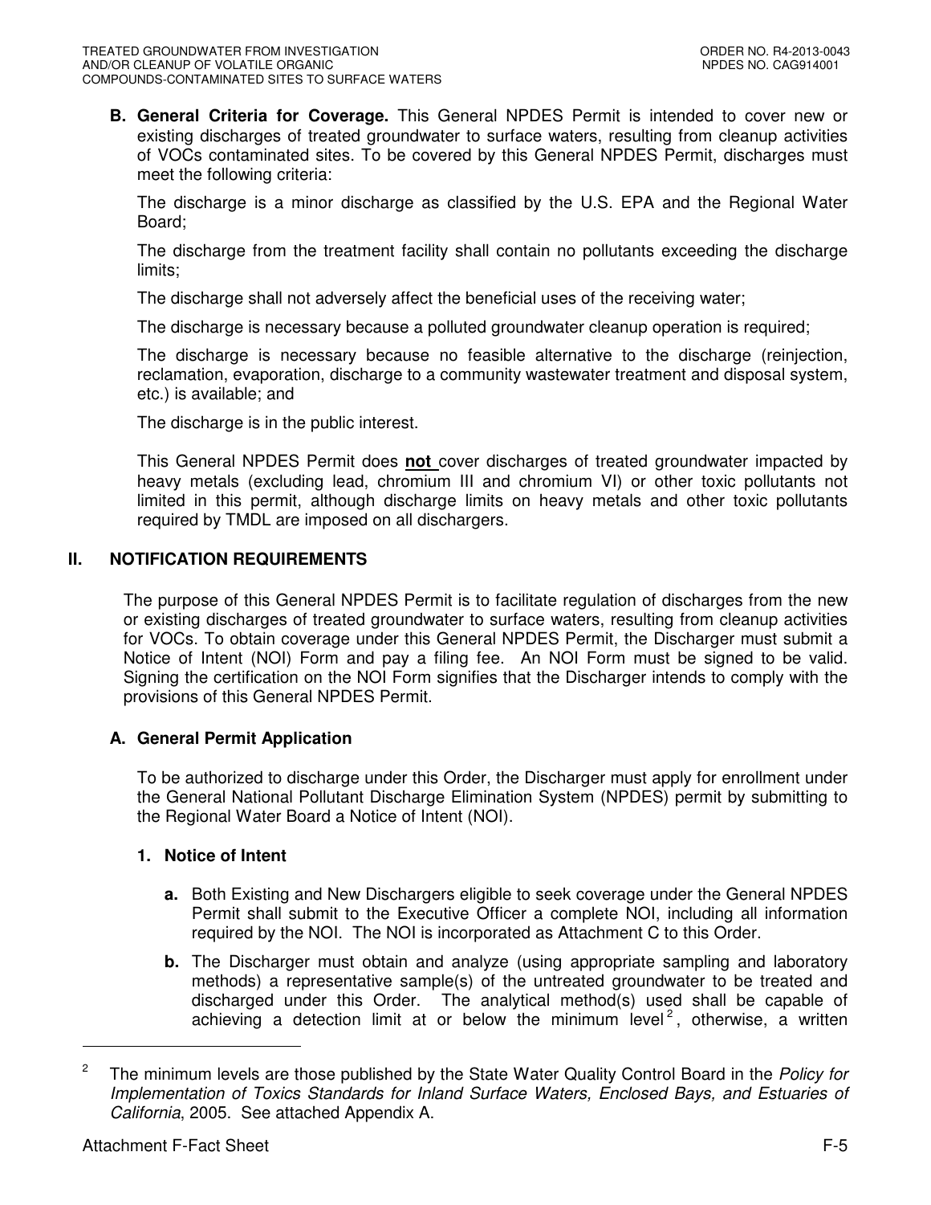**B. General Criteria for Coverage.** This General NPDES Permit is intended to cover new or existing discharges of treated groundwater to surface waters, resulting from cleanup activities of VOCs contaminated sites. To be covered by this General NPDES Permit, discharges must meet the following criteria:

The discharge is a minor discharge as classified by the U.S. EPA and the Regional Water Board;

The discharge from the treatment facility shall contain no pollutants exceeding the discharge limits;

The discharge shall not adversely affect the beneficial uses of the receiving water;

The discharge is necessary because a polluted groundwater cleanup operation is required;

The discharge is necessary because no feasible alternative to the discharge (reinjection, reclamation, evaporation, discharge to a community wastewater treatment and disposal system, etc.) is available; and

The discharge is in the public interest.

This General NPDES Permit does **not** cover discharges of treated groundwater impacted by heavy metals (excluding lead, chromium III and chromium VI) or other toxic pollutants not limited in this permit, although discharge limits on heavy metals and other toxic pollutants required by TMDL are imposed on all dischargers.

## II. NOTIFICATION REQUIREMENTS

The purpose of this General NPDES Permit is to facilitate regulation of discharges from the new or existing discharges of treated groundwater to surface waters, resulting from cleanup activities for VOCs. To obtain coverage under this General NPDES Permit, the Discharger must submit a Notice of Intent (NOI) Form and pay a filing fee. An NOI Form must be signed to be valid. Signing the certification on the NOI Form signifies that the Discharger intends to comply with the provisions of this General NPDES Permit.

### A. General Permit Application

To be authorized to discharge under this Order, the Discharger must apply for enrollment under the General National Pollutant Discharge Elimination System (NPDES) permit by submitting to the Regional Water Board a Notice of Intent (NOI).

#### 1. Notice of Intent

**a.** Both Existing and New Dischargers eligible to seek coverage under the General NPDES Permit shall submit to the Executive Officer a complete NOI, including all information required by the NOI. The NOI is incorporated as Attachment C to this Order.

**b.** The Discharger must obtain and analyze (using appropriate sampling and laboratory methods) a representative sample(s) of the untreated groundwater to be treated and discharged under this Order. The analytical method(s) used shall be capable of achieving a detection limit at or below the minimum level[2], otherwise, a written

---

[2] The minimum levels are those published by the State Water Quality Control Board in the *Policy for Implementation of Toxics Standards for Inland Surface Waters, Enclosed Bays, and Estuaries of California*, 2005. See attached Appendix A.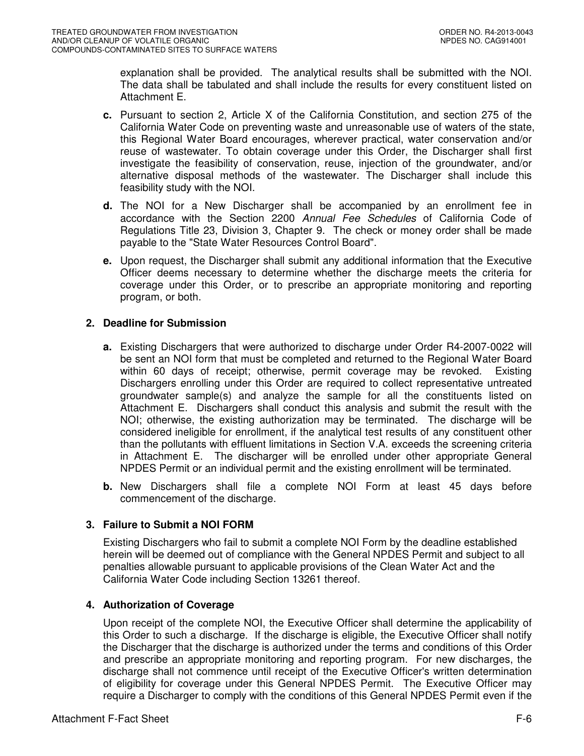explanation shall be provided. The analytical results shall be submitted with the NOI. The data shall be tabulated and shall include the results for every constituent listed on Attachment E.

**c.** Pursuant to section 2, Article X of the California Constitution, and section 275 of the California Water Code on preventing waste and unreasonable use of waters of the state, this Regional Water Board encourages, wherever practical, water conservation and/or reuse of wastewater. To obtain coverage under this Order, the Discharger shall first investigate the feasibility of conservation, reuse, injection of the groundwater, and/or alternative disposal methods of the wastewater. The Discharger shall include this feasibility study with the NOI.

**d.** The NOI for a New Discharger shall be accompanied by an enrollment fee in accordance with the Section 2200 *Annual Fee Schedules* of California Code of Regulations Title 23, Division 3, Chapter 9. The check or money order shall be made payable to the "State Water Resources Control Board".

**e.** Upon request, the Discharger shall submit any additional information that the Executive Officer deems necessary to determine whether the discharge meets the criteria for coverage under this Order, or to prescribe an appropriate monitoring and reporting program, or both.

### 2. Deadline for Submission

**a.** Existing Dischargers that were authorized to discharge under Order R4-2007-0022 will be sent an NOI form that must be completed and returned to the Regional Water Board within 60 days of receipt; otherwise, permit coverage may be revoked. Existing Dischargers enrolling under this Order are required to collect representative untreated groundwater sample(s) and analyze the sample for all the constituents listed on Attachment E. Dischargers shall conduct this analysis and submit the result with the NOI; otherwise, the existing authorization may be terminated. The discharge will be considered ineligible for enrollment, if the analytical test results of any constituent other than the pollutants with effluent limitations in Section V.A. exceeds the screening criteria in Attachment E. The discharger will be enrolled under other appropriate General NPDES Permit or an individual permit and the existing enrollment will be terminated.

**b.** New Dischargers shall file a complete NOI Form at least 45 days before commencement of the discharge.

### 3. Failure to Submit a NOI FORM

Existing Dischargers who fail to submit a complete NOI Form by the deadline established herein will be deemed out of compliance with the General NPDES Permit and subject to all penalties allowable pursuant to applicable provisions of the Clean Water Act and the California Water Code including Section 13261 thereof.

### 4. Authorization of Coverage

Upon receipt of the complete NOI, the Executive Officer shall determine the applicability of this Order to such a discharge. If the discharge is eligible, the Executive Officer shall notify the Discharger that the discharge is authorized under the terms and conditions of this Order and prescribe an appropriate monitoring and reporting program. For new discharges, the discharge shall not commence until receipt of the Executive Officer's written determination of eligibility for coverage under this General NPDES Permit. The Executive Officer may require a Discharger to comply with the conditions of this General NPDES Permit even if the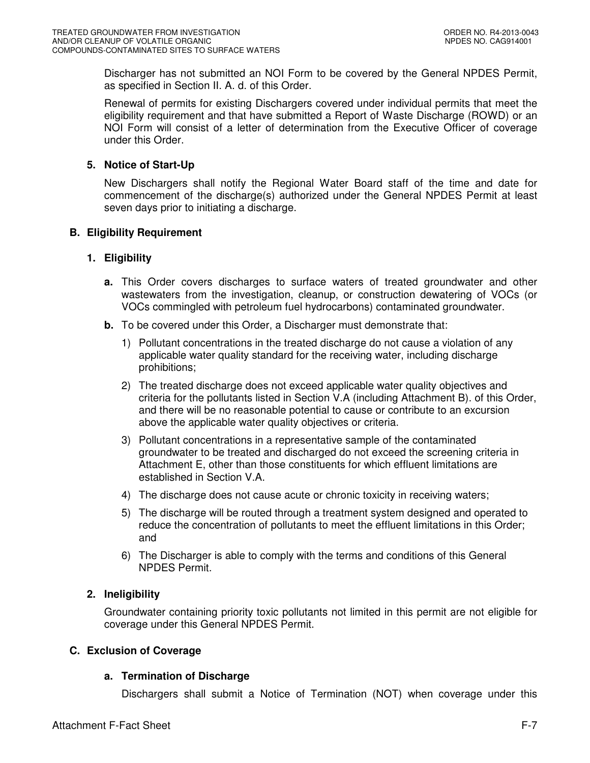Discharger has not submitted an NOI Form to be covered by the General NPDES Permit, as specified in Section II. A. d. of this Order.

Renewal of permits for existing Dischargers covered under individual permits that meet the eligibility requirement and that have submitted a Report of Waste Discharge (ROWD) or an NOI Form will consist of a letter of determination from the Executive Officer of coverage under this Order.

**5. Notice of Start-Up**

New Dischargers shall notify the Regional Water Board staff of the time and date for commencement of the discharge(s) authorized under the General NPDES Permit at least seven days prior to initiating a discharge.

## B. Eligibility Requirement

### 1. Eligibility

**a.** This Order covers discharges to surface waters of treated groundwater and other wastewaters from the investigation, cleanup, or construction dewatering of VOCs (or VOCs commingled with petroleum fuel hydrocarbons) contaminated groundwater.

**b.** To be covered under this Order, a Discharger must demonstrate that:

1) Pollutant concentrations in the treated discharge do not cause a violation of any applicable water quality standard for the receiving water, including discharge prohibitions;
2) The treated discharge does not exceed applicable water quality objectives and criteria for the pollutants listed in Section V.A (including Attachment B). of this Order, and there will be no reasonable potential to cause or contribute to an excursion above the applicable water quality objectives or criteria.
3) Pollutant concentrations in a representative sample of the contaminated groundwater to be treated and discharged do not exceed the screening criteria in Attachment E, other than those constituents for which effluent limitations are established in Section V.A.
4) The discharge does not cause acute or chronic toxicity in receiving waters;
5) The discharge will be routed through a treatment system designed and operated to reduce the concentration of pollutants to meet the effluent limitations in this Order; and
6) The Discharger is able to comply with the terms and conditions of this General NPDES Permit.

### 2. Ineligibility

Groundwater containing priority toxic pollutants not limited in this permit are not eligible for coverage under this General NPDES Permit.

## C. Exclusion of Coverage

### a. Termination of Discharge

Dischargers shall submit a Notice of Termination (NOT) when coverage under this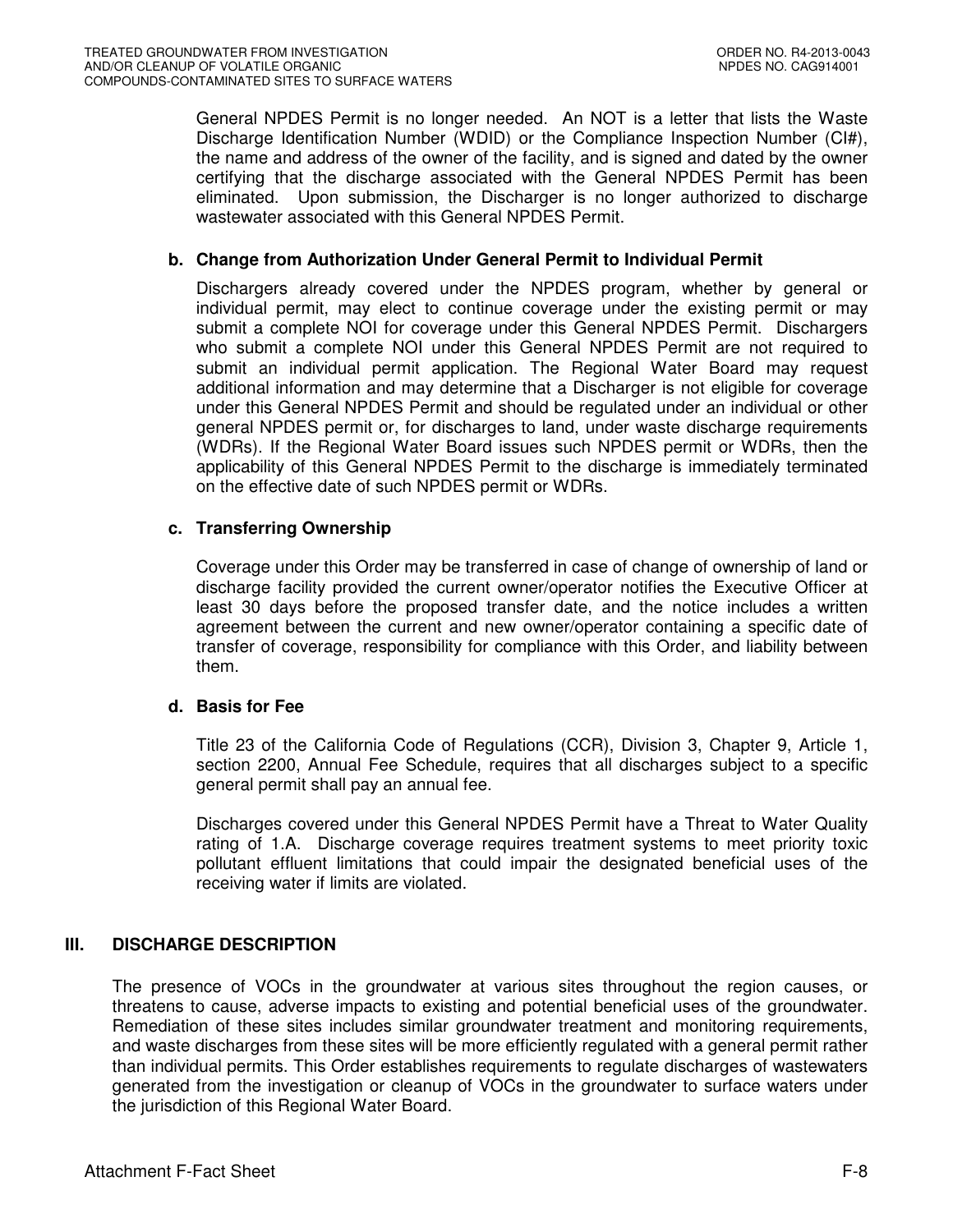General NPDES Permit is no longer needed. An NOT is a letter that lists the Waste Discharge Identification Number (WDID) or the Compliance Inspection Number (CI#), the name and address of the owner of the facility, and is signed and dated by the owner certifying that the discharge associated with the General NPDES Permit has been eliminated. Upon submission, the Discharger is no longer authorized to discharge wastewater associated with this General NPDES Permit.

**b. Change from Authorization Under General Permit to Individual Permit**

Dischargers already covered under the NPDES program, whether by general or individual permit, may elect to continue coverage under the existing permit or may submit a complete NOI for coverage under this General NPDES Permit. Dischargers who submit a complete NOI under this General NPDES Permit are not required to submit an individual permit application. The Regional Water Board may request additional information and may determine that a Discharger is not eligible for coverage under this General NPDES Permit and should be regulated under an individual or other general NPDES permit or, for discharges to land, under waste discharge requirements (WDRs). If the Regional Water Board issues such NPDES permit or WDRs, then the applicability of this General NPDES Permit to the discharge is immediately terminated on the effective date of such NPDES permit or WDRs.

**c. Transferring Ownership**

Coverage under this Order may be transferred in case of change of ownership of land or discharge facility provided the current owner/operator notifies the Executive Officer at least 30 days before the proposed transfer date, and the notice includes a written agreement between the current and new owner/operator containing a specific date of transfer of coverage, responsibility for compliance with this Order, and liability between them.

**d. Basis for Fee**

Title 23 of the California Code of Regulations (CCR), Division 3, Chapter 9, Article 1, section 2200, Annual Fee Schedule, requires that all discharges subject to a specific general permit shall pay an annual fee.

Discharges covered under this General NPDES Permit have a Threat to Water Quality rating of 1.A. Discharge coverage requires treatment systems to meet priority toxic pollutant effluent limitations that could impair the designated beneficial uses of the receiving water if limits are violated.

## III. DISCHARGE DESCRIPTION

The presence of VOCs in the groundwater at various sites throughout the region causes, or threatens to cause, adverse impacts to existing and potential beneficial uses of the groundwater. Remediation of these sites includes similar groundwater treatment and monitoring requirements, and waste discharges from these sites will be more efficiently regulated with a general permit rather than individual permits. This Order establishes requirements to regulate discharges of wastewaters generated from the investigation or cleanup of VOCs in the groundwater to surface waters under the jurisdiction of this Regional Water Board.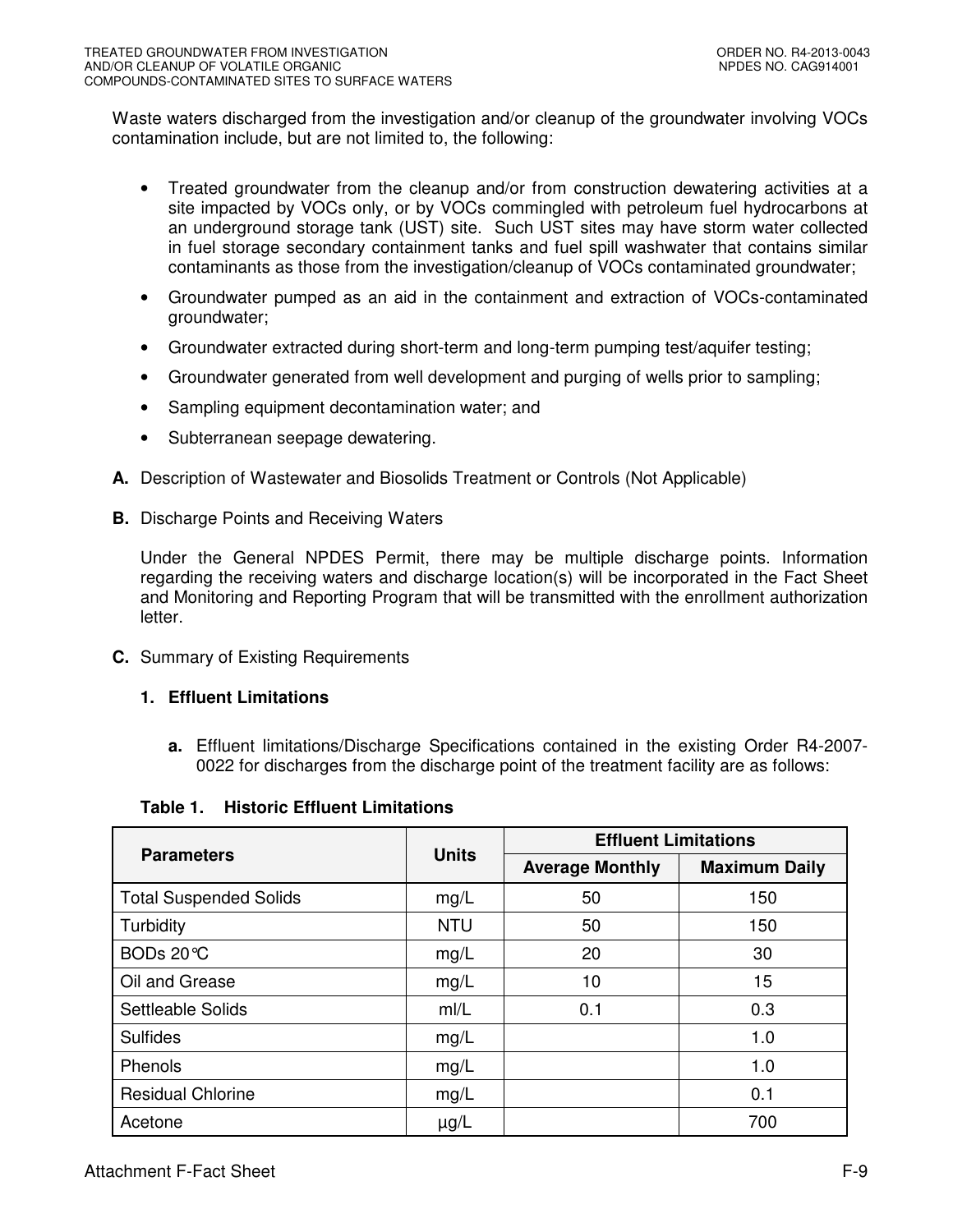Waste waters discharged from the investigation and/or cleanup of the groundwater involving VOCs contamination include, but are not limited to, the following:

- Treated groundwater from the cleanup and/or from construction dewatering activities at a site impacted by VOCs only, or by VOCs commingled with petroleum fuel hydrocarbons at an underground storage tank (UST) site. Such UST sites may have storm water collected in fuel storage secondary containment tanks and fuel spill washwater that contains similar contaminants as those from the investigation/cleanup of VOCs contaminated groundwater;
- Groundwater pumped as an aid in the containment and extraction of VOCs-contaminated groundwater;
- Groundwater extracted during short-term and long-term pumping test/aquifer testing;
- Groundwater generated from well development and purging of wells prior to sampling;
- Sampling equipment decontamination water; and
- Subterranean seepage dewatering.

**A.** Description of Wastewater and Biosolids Treatment or Controls (Not Applicable)

**B.** Discharge Points and Receiving Waters

Under the General NPDES Permit, there may be multiple discharge points. Information regarding the receiving waters and discharge location(s) will be incorporated in the Fact Sheet and Monitoring and Reporting Program that will be transmitted with the enrollment authorization letter.

**C.** Summary of Existing Requirements

**1. Effluent Limitations**

**a.** Effluent limitations/Discharge Specifications contained in the existing Order R4-2007-0022 for discharges from the discharge point of the treatment facility are as follows:

**Table 1. Historic Effluent Limitations**

| Parameters | Units | Effluent Limitations | |
|---|---|---|---|
| | | Average Monthly | Maximum Daily |
| Total Suspended Solids | mg/L | 50 | 150 |
| Turbidity | NTU | 50 | 150 |
| BODs 20°C | mg/L | 20 | 30 |
| Oil and Grease | mg/L | 10 | 15 |
| Settleable Solids | ml/L | 0.1 | 0.3 |
| Sulfides | mg/L | | 1.0 |
| Phenols | mg/L | | 1.0 |
| Residual Chlorine | mg/L | | 0.1 |
| Acetone | µg/L | | 700 |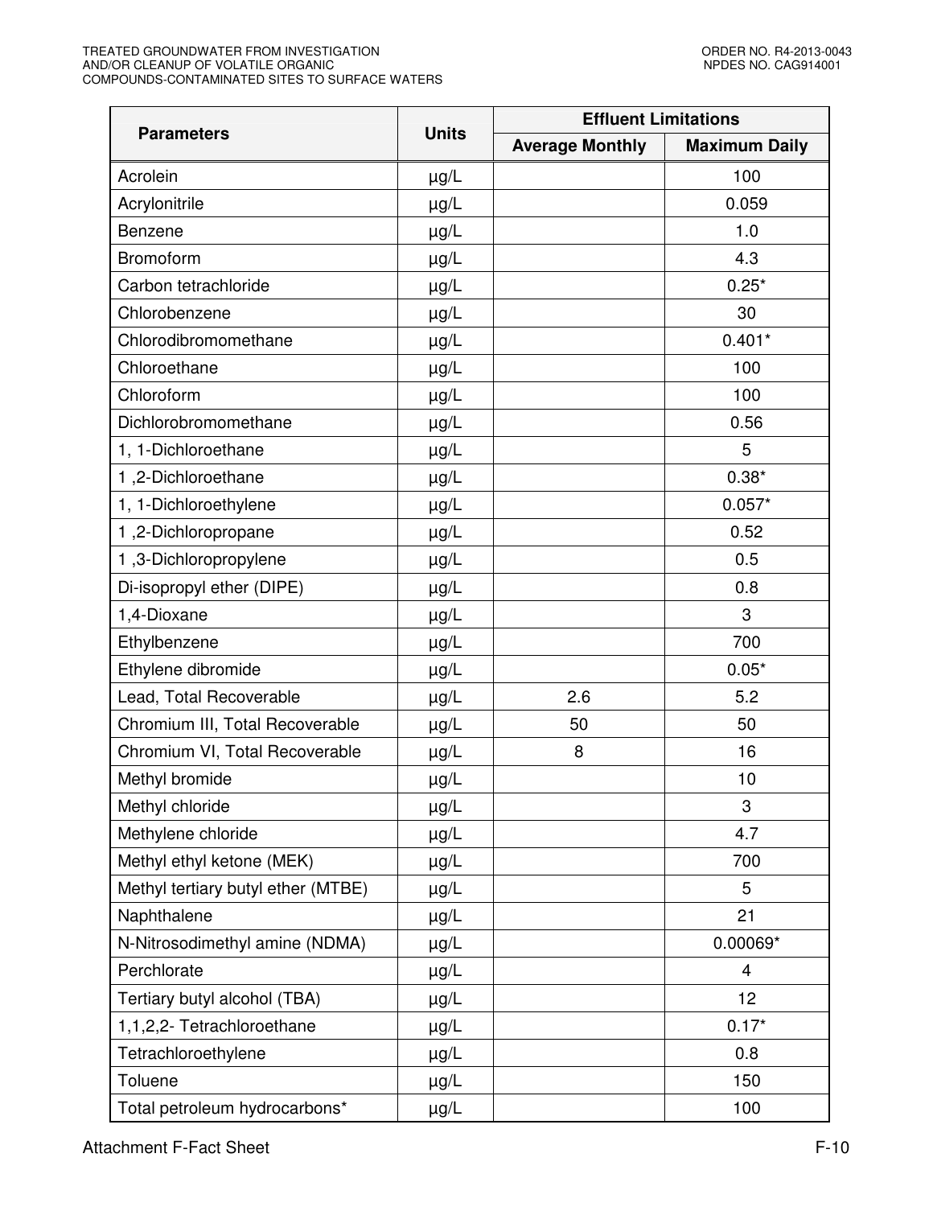| Parameters | Units | Effluent Limitations | |
|---|---|---|---|
| | | Average Monthly | Maximum Daily |
| Acrolein | μg/L | | 100 |
| Acrylonitrile | μg/L | | 0.059 |
| Benzene | μg/L | | 1.0 |
| Bromoform | μg/L | | 4.3 |
| Carbon tetrachloride | μg/L | | 0.25* |
| Chlorobenzene | μg/L | | 30 |
| Chlorodibromomethane | μg/L | | 0.401* |
| Chloroethane | μg/L | | 100 |
| Chloroform | μg/L | | 100 |
| Dichlorobromomethane | μg/L | | 0.56 |
| 1, 1-Dichloroethane | μg/L | | 5 |
| 1 ,2-Dichloroethane | μg/L | | 0.38* |
| 1, 1-Dichloroethylene | μg/L | | 0.057* |
| 1 ,2-Dichloropropane | μg/L | | 0.52 |
| 1 ,3-Dichloropropylene | μg/L | | 0.5 |
| Di-isopropyl ether (DIPE) | μg/L | | 0.8 |
| 1,4-Dioxane | μg/L | | 3 |
| Ethylbenzene | μg/L | | 700 |
| Ethylene dibromide | μg/L | | 0.05* |
| Lead, Total Recoverable | μg/L | 2.6 | 5.2 |
| Chromium III, Total Recoverable | μg/L | 50 | 50 |
| Chromium VI, Total Recoverable | μg/L | 8 | 16 |
| Methyl bromide | μg/L | | 10 |
| Methyl chloride | μg/L | | 3 |
| Methylene chloride | μg/L | | 4.7 |
| Methyl ethyl ketone (MEK) | μg/L | | 700 |
| Methyl tertiary butyl ether (MTBE) | μg/L | | 5 |
| Naphthalene | μg/L | | 21 |
| N-Nitrosodimethyl amine (NDMA) | μg/L | | 0.00069* |
| Perchlorate | μg/L | | 4 |
| Tertiary butyl alcohol (TBA) | μg/L | | 12 |
| 1,1,2,2- Tetrachloroethane | μg/L | | 0.17* |
| Tetrachloroethylene | μg/L | | 0.8 |
| Toluene | μg/L | | 150 |
| Total petroleum hydrocarbons* | μg/L | | 100 |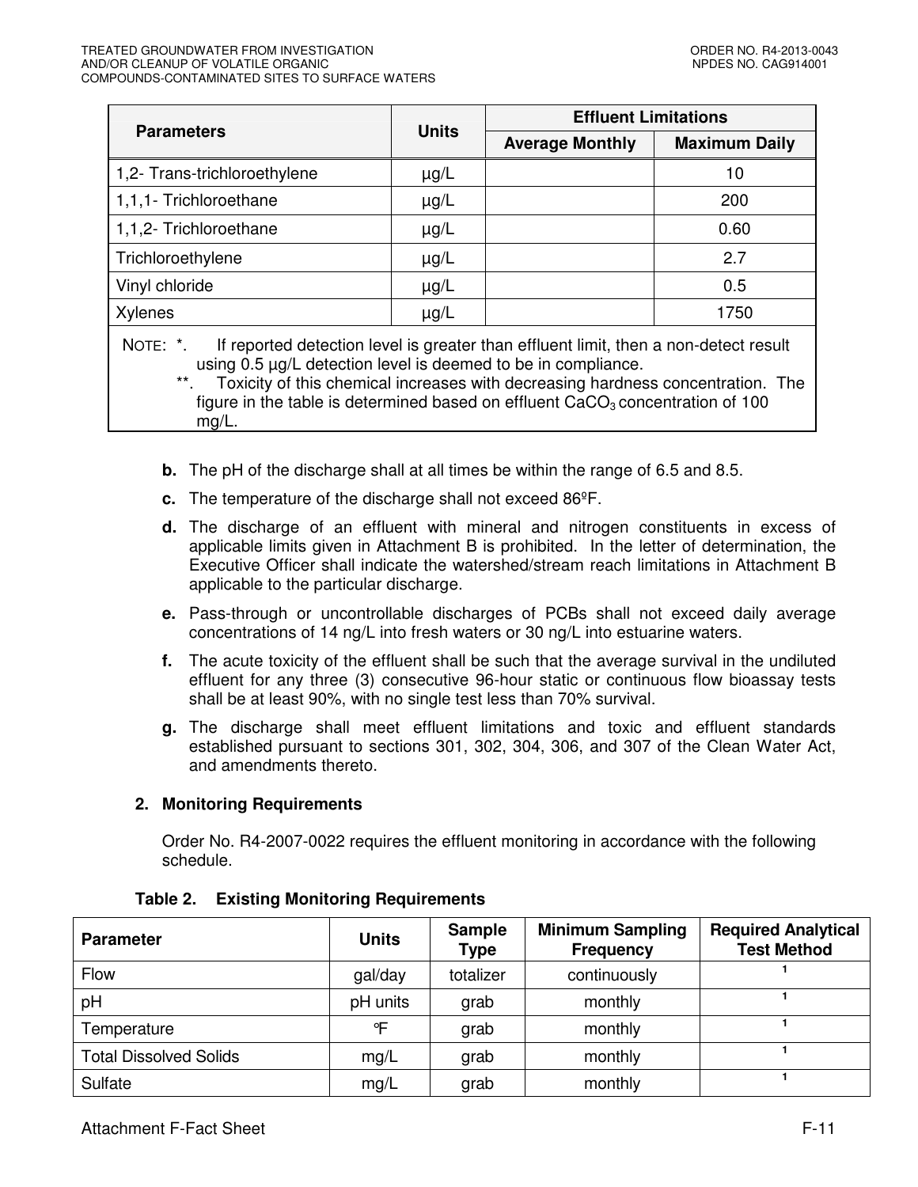| Parameters | Units | Effluent Limitations | |
|---|---|---|---|
| | | Average Monthly | Maximum Daily |
| 1,2- Trans-trichloroethylene | µg/L | | 10 |
| 1,1,1- Trichloroethane | µg/L | | 200 |
| 1,1,2- Trichloroethane | µg/L | | 0.60 |
| Trichloroethylene | µg/L | | 2.7 |
| Vinyl chloride | µg/L | | 0.5 |
| Xylenes | µg/L | | 1750 |

NOTE: *. If reported detection level is greater than effluent limit, then a non-detect result using 0.5 µg/L detection level is deemed to be in compliance.
**. Toxicity of this chemical increases with decreasing hardness concentration. The figure in the table is determined based on effluent $CaCO_3$ concentration of 100 mg/L.

**b.** The pH of the discharge shall at all times be within the range of 6.5 and 8.5.

**c.** The temperature of the discharge shall not exceed 86ºF.

**d.** The discharge of an effluent with mineral and nitrogen constituents in excess of applicable limits given in Attachment B is prohibited. In the letter of determination, the Executive Officer shall indicate the watershed/stream reach limitations in Attachment B applicable to the particular discharge.

**e.** Pass-through or uncontrollable discharges of PCBs shall not exceed daily average concentrations of 14 ng/L into fresh waters or 30 ng/L into estuarine waters.

**f.** The acute toxicity of the effluent shall be such that the average survival in the undiluted effluent for any three (3) consecutive 96-hour static or continuous flow bioassay tests shall be at least 90%, with no single test less than 70% survival.

**g.** The discharge shall meet effluent limitations and toxic and effluent standards established pursuant to sections 301, 302, 304, 306, and 307 of the Clean Water Act, and amendments thereto.

**2. Monitoring Requirements**

Order No. R4-2007-0022 requires the effluent monitoring in accordance with the following schedule.

**Table 2. Existing Monitoring Requirements**

| Parameter | Units | Sample Type | Minimum Sampling Frequency | Required Analytical Test Method |
|---|---|---|---|---|
| Flow | gal/day | totalizer | continuously | 1 |
| pH | pH units | grab | monthly | 1 |
| Temperature | ºF | grab | monthly | 1 |
| Total Dissolved Solids | mg/L | grab | monthly | 1 |
| Sulfate | mg/L | grab | monthly | 1 |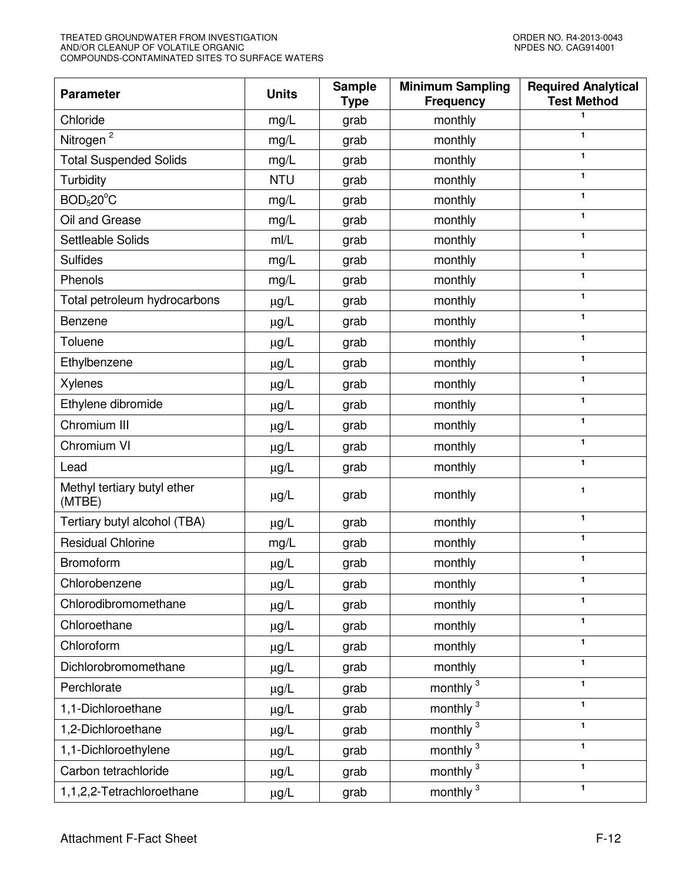| Parameter | Units | Sample Type | Minimum Sampling Frequency | Required Analytical Test Method |
|---|---|---|---|---|
| Chloride | mg/L | grab | monthly | [1] |
| Nitrogen [2] | mg/L | grab | monthly | [1] |
| Total Suspended Solids | mg/L | grab | monthly | [1] |
| Turbidity | NTU | grab | monthly | [1] |
| $BOD_5 20^oC$ | mg/L | grab | monthly | [1] |
| Oil and Grease | mg/L | grab | monthly | [1] |
| Settleable Solids | ml/L | grab | monthly | [1] |
| Sulfides | mg/L | grab | monthly | [1] |
| Phenols | mg/L | grab | monthly | [1] |
| Total petroleum hydrocarbons | μg/L | grab | monthly | [1] |
| Benzene | μg/L | grab | monthly | [1] |
| Toluene | μg/L | grab | monthly | [1] |
| Ethylbenzene | μg/L | grab | monthly | [1] |
| Xylenes | μg/L | grab | monthly | [1] |
| Ethylene dibromide | μg/L | grab | monthly | [1] |
| Chromium III | μg/L | grab | monthly | [1] |
| Chromium VI | μg/L | grab | monthly | [1] |
| Lead | μg/L | grab | monthly | [1] |
| Methyl tertiary butyl ether (MTBE) | μg/L | grab | monthly | [1] |
| Tertiary butyl alcohol (TBA) | μg/L | grab | monthly | [1] |
| Residual Chlorine | mg/L | grab | monthly | [1] |
| Bromoform | μg/L | grab | monthly | [1] |
| Chlorobenzene | μg/L | grab | monthly | [1] |
| Chlorodibromomethane | μg/L | grab | monthly | [1] |
| Chloroethane | μg/L | grab | monthly | [1] |
| Chloroform | μg/L | grab | monthly | [1] |
| Dichlorobromomethane | μg/L | grab | monthly | [1] |
| Perchlorate | μg/L | grab | monthly [3] | [1] |
| 1,1-Dichloroethane | μg/L | grab | monthly [3] | [1] |
| 1,2-Dichloroethane | μg/L | grab | monthly [3] | [1] |
| 1,1-Dichloroethylene | μg/L | grab | monthly [3] | [1] |
| Carbon tetrachloride | μg/L | grab | monthly [3] | [1] |
| 1,1,2,2-Tetrachloroethane | μg/L | grab | monthly [3] | [1] |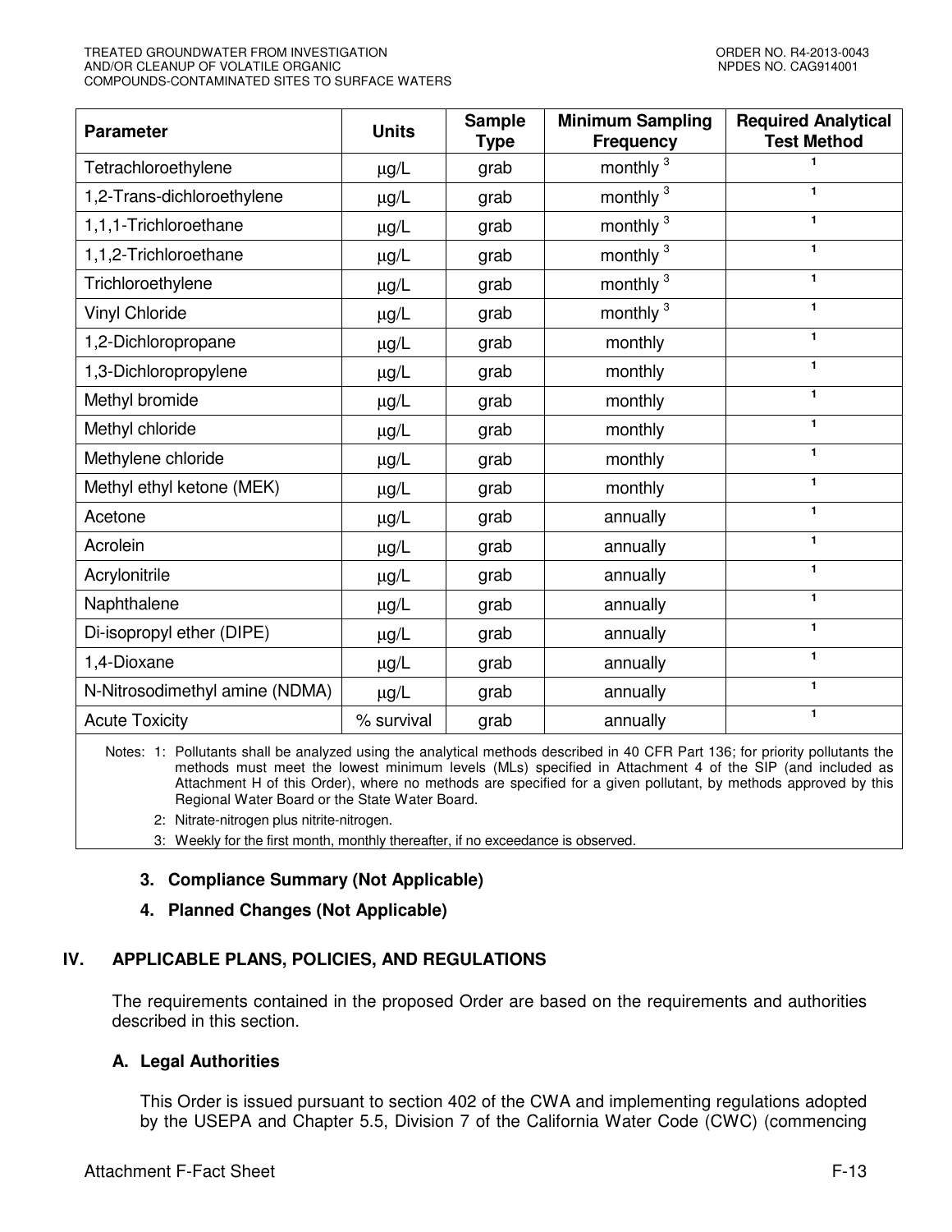| Parameter | Units | Sample Type | Minimum Sampling Frequency | Required Analytical Test Method |
|---|---|---|---|---|
| Tetrachloroethylene | μg/L | grab | monthly [3] | [1] |
| 1,2-Trans-dichloroethylene | μg/L | grab | monthly [3] | [1] |
| 1,1,1-Trichloroethane | μg/L | grab | monthly [3] | [1] |
| 1,1,2-Trichloroethane | μg/L | grab | monthly [3] | [1] |
| Trichloroethylene | μg/L | grab | monthly [3] | [1] |
| Vinyl Chloride | μg/L | grab | monthly [3] | [1] |
| 1,2-Dichloropropane | μg/L | grab | monthly | [1] |
| 1,3-Dichloropropylene | μg/L | grab | monthly | [1] |
| Methyl bromide | μg/L | grab | monthly | [1] |
| Methyl chloride | μg/L | grab | monthly | [1] |
| Methylene chloride | μg/L | grab | monthly | [1] |
| Methyl ethyl ketone (MEK) | μg/L | grab | monthly | [1] |
| Acetone | μg/L | grab | annually | [1] |
| Acrolein | μg/L | grab | annually | [1] |
| Acrylonitrile | μg/L | grab | annually | [1] |
| Naphthalene | μg/L | grab | annually | [1] |
| Di-isopropyl ether (DIPE) | μg/L | grab | annually | [1] |
| 1,4-Dioxane | μg/L | grab | annually | [1] |
| N-Nitrosodimethyl amine (NDMA) | μg/L | grab | annually | [1] |
| Acute Toxicity | % survival | grab | annually | [1] |

Notes: 1: Pollutants shall be analyzed using the analytical methods described in 40 CFR Part 136; for priority pollutants the methods must meet the lowest minimum levels (MLs) specified in Attachment 4 of the SIP (and included as Attachment H of this Order), where no methods are specified for a given pollutant, by methods approved by this Regional Water Board or the State Water Board.

2: Nitrate-nitrogen plus nitrite-nitrogen.

3: Weekly for the first month, monthly thereafter, if no exceedance is observed.

### 3. Compliance Summary (Not Applicable)

### 4. Planned Changes (Not Applicable)

## IV. APPLICABLE PLANS, POLICIES, AND REGULATIONS

The requirements contained in the proposed Order are based on the requirements and authorities described in this section.

### A. Legal Authorities

This Order is issued pursuant to section 402 of the CWA and implementing regulations adopted by the USEPA and Chapter 5.5, Division 7 of the California Water Code (CWC) (commencing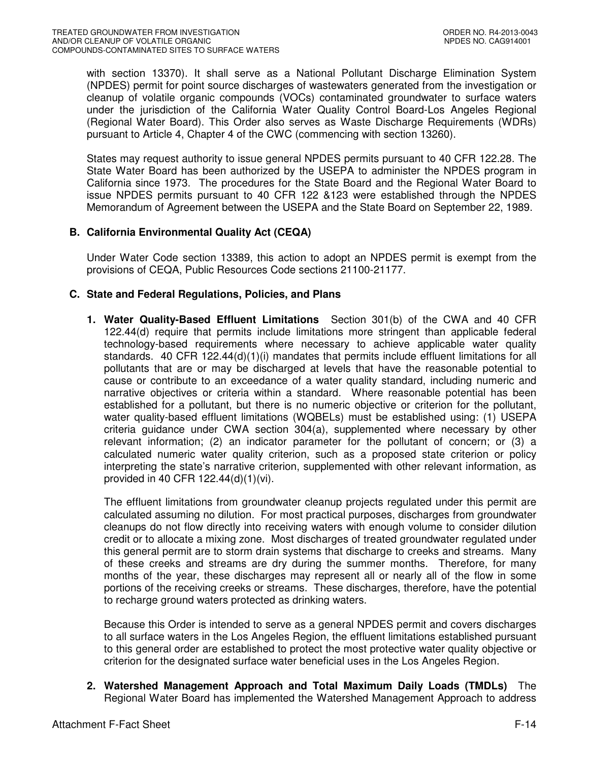with section 13370). It shall serve as a National Pollutant Discharge Elimination System (NPDES) permit for point source discharges of wastewaters generated from the investigation or cleanup of volatile organic compounds (VOCs) contaminated groundwater to surface waters under the jurisdiction of the California Water Quality Control Board-Los Angeles Regional (Regional Water Board). This Order also serves as Waste Discharge Requirements (WDRs) pursuant to Article 4, Chapter 4 of the CWC (commencing with section 13260).

States may request authority to issue general NPDES permits pursuant to 40 CFR 122.28. The State Water Board has been authorized by the USEPA to administer the NPDES program in California since 1973. The procedures for the State Board and the Regional Water Board to issue NPDES permits pursuant to 40 CFR 122 &123 were established through the NPDES Memorandum of Agreement between the USEPA and the State Board on September 22, 1989.

**B. California Environmental Quality Act (CEQA)**

Under Water Code section 13389, this action to adopt an NPDES permit is exempt from the provisions of CEQA, Public Resources Code sections 21100-21177.

**C. State and Federal Regulations, Policies, and Plans**

1. **Water Quality-Based Effluent Limitations** Section 301(b) of the CWA and 40 CFR 122.44(d) require that permits include limitations more stringent than applicable federal technology-based requirements where necessary to achieve applicable water quality standards. 40 CFR 122.44(d)(1)(i) mandates that permits include effluent limitations for all pollutants that are or may be discharged at levels that have the reasonable potential to cause or contribute to an exceedance of a water quality standard, including numeric and narrative objectives or criteria within a standard. Where reasonable potential has been established for a pollutant, but there is no numeric objective or criterion for the pollutant, water quality-based effluent limitations (WQBELs) must be established using: (1) USEPA criteria guidance under CWA section 304(a), supplemented where necessary by other relevant information; (2) an indicator parameter for the pollutant of concern; or (3) a calculated numeric water quality criterion, such as a proposed state criterion or policy interpreting the state's narrative criterion, supplemented with other relevant information, as provided in 40 CFR 122.44(d)(1)(vi).

   The effluent limitations from groundwater cleanup projects regulated under this permit are calculated assuming no dilution. For most practical purposes, discharges from groundwater cleanups do not flow directly into receiving waters with enough volume to consider dilution credit or to allocate a mixing zone. Most discharges of treated groundwater regulated under this general permit are to storm drain systems that discharge to creeks and streams. Many of these creeks and streams are dry during the summer months. Therefore, for many months of the year, these discharges may represent all or nearly all of the flow in some portions of the receiving creeks or streams. These discharges, therefore, have the potential to recharge ground waters protected as drinking waters.

   Because this Order is intended to serve as a general NPDES permit and covers discharges to all surface waters in the Los Angeles Region, the effluent limitations established pursuant to this general order are established to protect the most protective water quality objective or criterion for the designated surface water beneficial uses in the Los Angeles Region.

2. **Watershed Management Approach and Total Maximum Daily Loads (TMDLs)** The Regional Water Board has implemented the Watershed Management Approach to address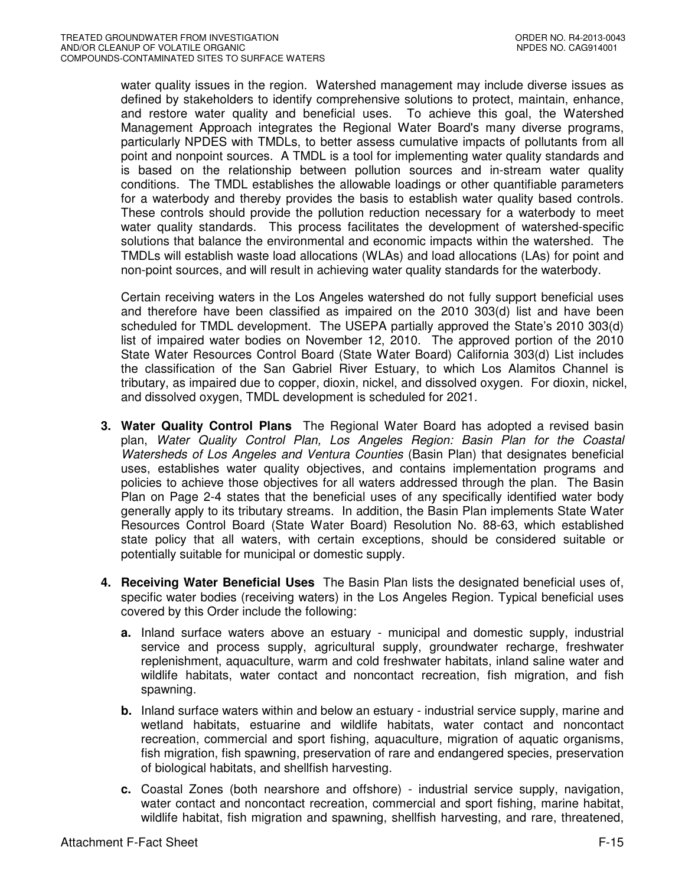water quality issues in the region. Watershed management may include diverse issues as defined by stakeholders to identify comprehensive solutions to protect, maintain, enhance, and restore water quality and beneficial uses. To achieve this goal, the Watershed Management Approach integrates the Regional Water Board's many diverse programs, particularly NPDES with TMDLs, to better assess cumulative impacts of pollutants from all point and nonpoint sources. A TMDL is a tool for implementing water quality standards and is based on the relationship between pollution sources and in-stream water quality conditions. The TMDL establishes the allowable loadings or other quantifiable parameters for a waterbody and thereby provides the basis to establish water quality based controls. These controls should provide the pollution reduction necessary for a waterbody to meet water quality standards. This process facilitates the development of watershed-specific solutions that balance the environmental and economic impacts within the watershed. The TMDLs will establish waste load allocations (WLAs) and load allocations (LAs) for point and non-point sources, and will result in achieving water quality standards for the waterbody.

Certain receiving waters in the Los Angeles watershed do not fully support beneficial uses and therefore have been classified as impaired on the 2010 303(d) list and have been scheduled for TMDL development. The USEPA partially approved the State's 2010 303(d) list of impaired water bodies on November 12, 2010. The approved portion of the 2010 State Water Resources Control Board (State Water Board) California 303(d) List includes the classification of the San Gabriel River Estuary, to which Los Alamitos Channel is tributary, as impaired due to copper, dioxin, nickel, and dissolved oxygen. For dioxin, nickel, and dissolved oxygen, TMDL development is scheduled for 2021.

3. **Water Quality Control Plans** The Regional Water Board has adopted a revised basin plan, *Water Quality Control Plan, Los Angeles Region: Basin Plan for the Coastal Watersheds of Los Angeles and Ventura Counties* (Basin Plan) that designates beneficial uses, establishes water quality objectives, and contains implementation programs and policies to achieve those objectives for all waters addressed through the plan. The Basin Plan on Page 2-4 states that the beneficial uses of any specifically identified water body generally apply to its tributary streams. In addition, the Basin Plan implements State Water Resources Control Board (State Water Board) Resolution No. 88-63, which established state policy that all waters, with certain exceptions, should be considered suitable or potentially suitable for municipal or domestic supply.

4. **Receiving Water Beneficial Uses** The Basin Plan lists the designated beneficial uses of, specific water bodies (receiving waters) in the Los Angeles Region. Typical beneficial uses covered by this Order include the following:

   **a.** Inland surface waters above an estuary - municipal and domestic supply, industrial service and process supply, agricultural supply, groundwater recharge, freshwater replenishment, aquaculture, warm and cold freshwater habitats, inland saline water and wildlife habitats, water contact and noncontact recreation, fish migration, and fish spawning.

   **b.** Inland surface waters within and below an estuary - industrial service supply, marine and wetland habitats, estuarine and wildlife habitats, water contact and noncontact recreation, commercial and sport fishing, aquaculture, migration of aquatic organisms, fish migration, fish spawning, preservation of rare and endangered species, preservation of biological habitats, and shellfish harvesting.

   **c.** Coastal Zones (both nearshore and offshore) - industrial service supply, navigation, water contact and noncontact recreation, commercial and sport fishing, marine habitat, wildlife habitat, fish migration and spawning, shellfish harvesting, and rare, threatened,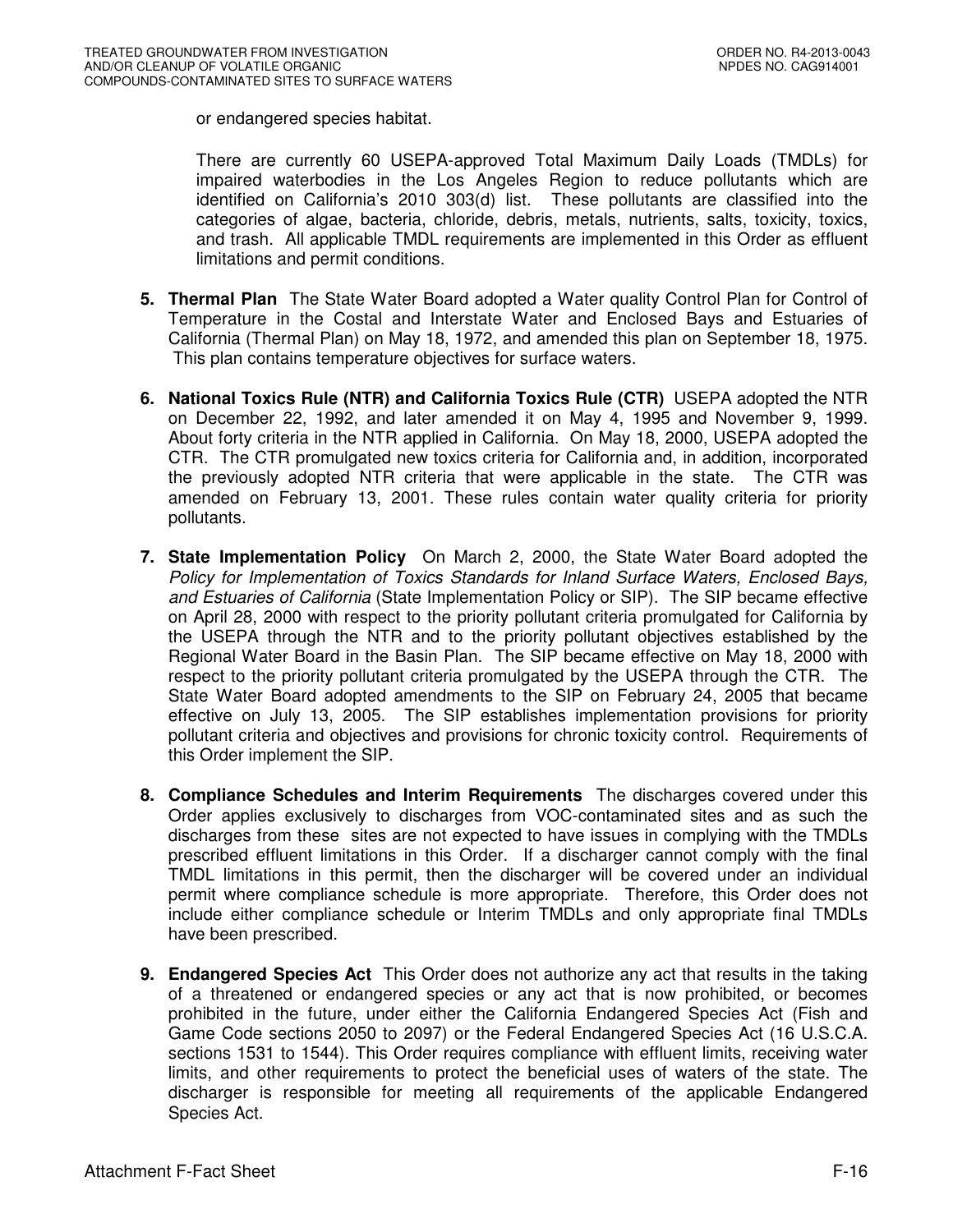or endangered species habitat.

There are currently 60 USEPA-approved Total Maximum Daily Loads (TMDLs) for impaired waterbodies in the Los Angeles Region to reduce pollutants which are identified on California's 2010 303(d) list. These pollutants are classified into the categories of algae, bacteria, chloride, debris, metals, nutrients, salts, toxicity, toxics, and trash. All applicable TMDL requirements are implemented in this Order as effluent limitations and permit conditions.

5. **Thermal Plan** The State Water Board adopted a Water quality Control Plan for Control of Temperature in the Costal and Interstate Water and Enclosed Bays and Estuaries of California (Thermal Plan) on May 18, 1972, and amended this plan on September 18, 1975. This plan contains temperature objectives for surface waters.

6. **National Toxics Rule (NTR) and California Toxics Rule (CTR)** USEPA adopted the NTR on December 22, 1992, and later amended it on May 4, 1995 and November 9, 1999. About forty criteria in the NTR applied in California. On May 18, 2000, USEPA adopted the CTR. The CTR promulgated new toxics criteria for California and, in addition, incorporated the previously adopted NTR criteria that were applicable in the state. The CTR was amended on February 13, 2001. These rules contain water quality criteria for priority pollutants.

7. **State Implementation Policy** On March 2, 2000, the State Water Board adopted the *Policy for Implementation of Toxics Standards for Inland Surface Waters, Enclosed Bays, and Estuaries of California* (State Implementation Policy or SIP). The SIP became effective on April 28, 2000 with respect to the priority pollutant criteria promulgated for California by the USEPA through the NTR and to the priority pollutant objectives established by the Regional Water Board in the Basin Plan. The SIP became effective on May 18, 2000 with respect to the priority pollutant criteria promulgated by the USEPA through the CTR. The State Water Board adopted amendments to the SIP on February 24, 2005 that became effective on July 13, 2005. The SIP establishes implementation provisions for priority pollutant criteria and objectives and provisions for chronic toxicity control. Requirements of this Order implement the SIP.

8. **Compliance Schedules and Interim Requirements** The discharges covered under this Order applies exclusively to discharges from VOC-contaminated sites and as such the discharges from these sites are not expected to have issues in complying with the TMDLs prescribed effluent limitations in this Order. If a discharger cannot comply with the final TMDL limitations in this permit, then the discharger will be covered under an individual permit where compliance schedule is more appropriate. Therefore, this Order does not include either compliance schedule or Interim TMDLs and only appropriate final TMDLs have been prescribed.

9. **Endangered Species Act** This Order does not authorize any act that results in the taking of a threatened or endangered species or any act that is now prohibited, or becomes prohibited in the future, under either the California Endangered Species Act (Fish and Game Code sections 2050 to 2097) or the Federal Endangered Species Act (16 U.S.C.A. sections 1531 to 1544). This Order requires compliance with effluent limits, receiving water limits, and other requirements to protect the beneficial uses of waters of the state. The discharger is responsible for meeting all requirements of the applicable Endangered Species Act.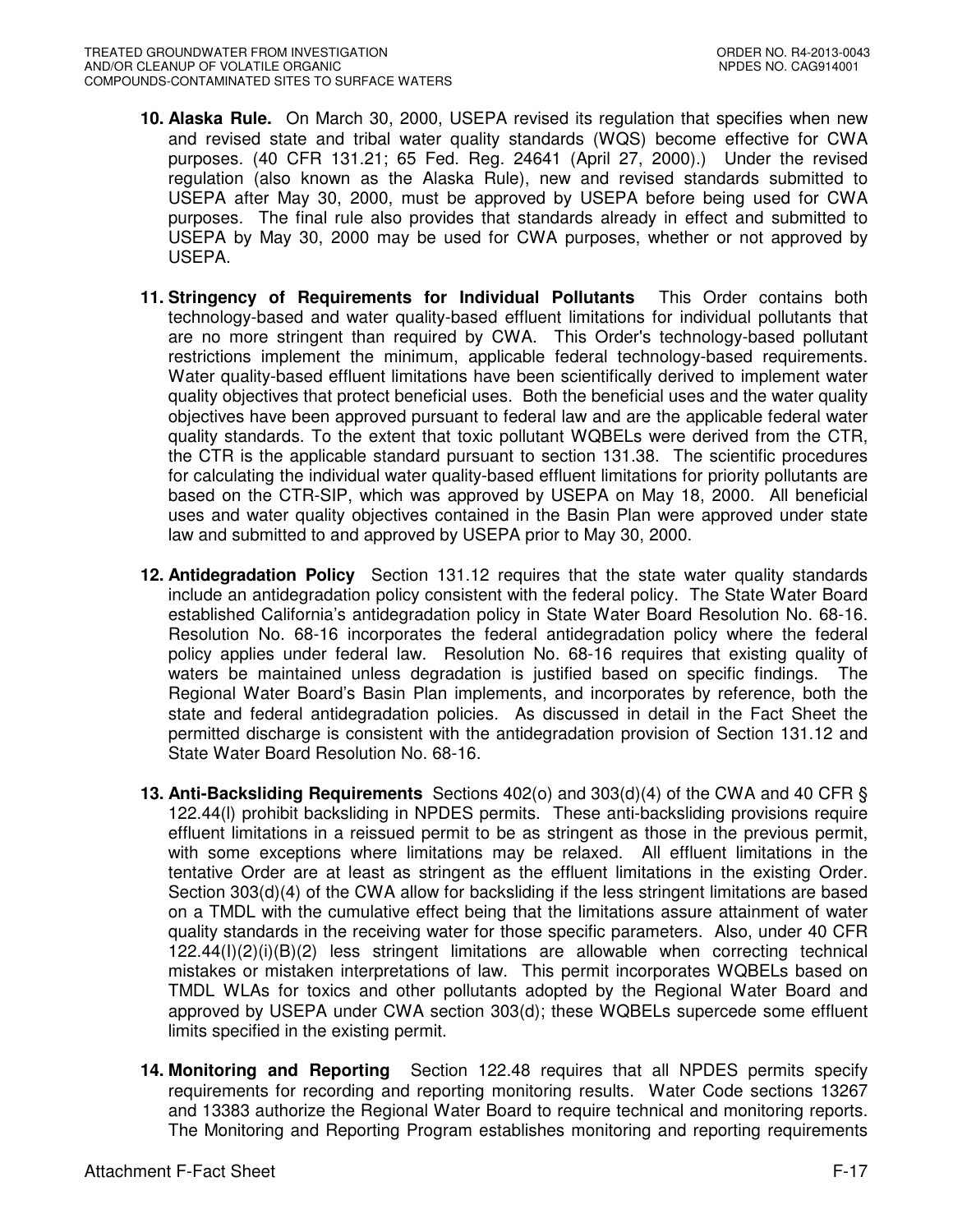10. **Alaska Rule.** On March 30, 2000, USEPA revised its regulation that specifies when new and revised state and tribal water quality standards (WQS) become effective for CWA purposes. (40 CFR 131.21; 65 Fed. Reg. 24641 (April 27, 2000).) Under the revised regulation (also known as the Alaska Rule), new and revised standards submitted to USEPA after May 30, 2000, must be approved by USEPA before being used for CWA purposes. The final rule also provides that standards already in effect and submitted to USEPA by May 30, 2000 may be used for CWA purposes, whether or not approved by USEPA.

11. **Stringency of Requirements for Individual Pollutants** This Order contains both technology-based and water quality-based effluent limitations for individual pollutants that are no more stringent than required by CWA. This Order's technology-based pollutant restrictions implement the minimum, applicable federal technology-based requirements. Water quality-based effluent limitations have been scientifically derived to implement water quality objectives that protect beneficial uses. Both the beneficial uses and the water quality objectives have been approved pursuant to federal law and are the applicable federal water quality standards. To the extent that toxic pollutant WQBELs were derived from the CTR, the CTR is the applicable standard pursuant to section 131.38. The scientific procedures for calculating the individual water quality-based effluent limitations for priority pollutants are based on the CTR-SIP, which was approved by USEPA on May 18, 2000. All beneficial uses and water quality objectives contained in the Basin Plan were approved under state law and submitted to and approved by USEPA prior to May 30, 2000.

12. **Antidegradation Policy** Section 131.12 requires that the state water quality standards include an antidegradation policy consistent with the federal policy. The State Water Board established California's antidegradation policy in State Water Board Resolution No. 68-16. Resolution No. 68-16 incorporates the federal antidegradation policy where the federal policy applies under federal law. Resolution No. 68-16 requires that existing quality of waters be maintained unless degradation is justified based on specific findings. The Regional Water Board's Basin Plan implements, and incorporates by reference, both the state and federal antidegradation policies. As discussed in detail in the Fact Sheet the permitted discharge is consistent with the antidegradation provision of Section 131.12 and State Water Board Resolution No. 68-16.

13. **Anti-Backsliding Requirements** Sections 402(o) and 303(d)(4) of the CWA and 40 CFR § 122.44(l) prohibit backsliding in NPDES permits. These anti-backsliding provisions require effluent limitations in a reissued permit to be as stringent as those in the previous permit, with some exceptions where limitations may be relaxed. All effluent limitations in the tentative Order are at least as stringent as the effluent limitations in the existing Order. Section 303(d)(4) of the CWA allow for backsliding if the less stringent limitations are based on a TMDL with the cumulative effect being that the limitations assure attainment of water quality standards in the receiving water for those specific parameters. Also, under 40 CFR 122.44(l)(2)(i)(B)(2) less stringent limitations are allowable when correcting technical mistakes or mistaken interpretations of law. This permit incorporates WQBELs based on TMDL WLAs for toxics and other pollutants adopted by the Regional Water Board and approved by USEPA under CWA section 303(d); these WQBELs supercede some effluent limits specified in the existing permit.

14. **Monitoring and Reporting** Section 122.48 requires that all NPDES permits specify requirements for recording and reporting monitoring results. Water Code sections 13267 and 13383 authorize the Regional Water Board to require technical and monitoring reports. The Monitoring and Reporting Program establishes monitoring and reporting requirements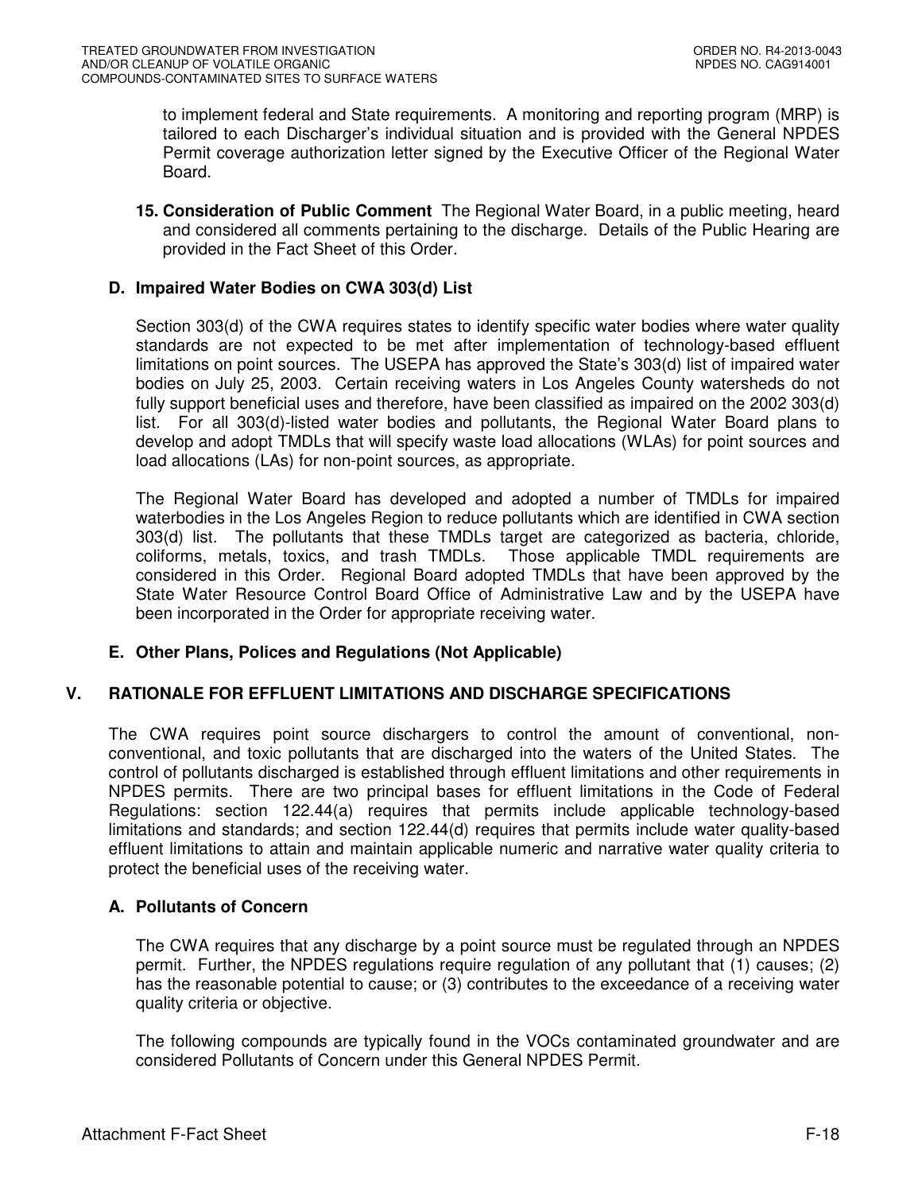to implement federal and State requirements. A monitoring and reporting program (MRP) is tailored to each Discharger's individual situation and is provided with the General NPDES Permit coverage authorization letter signed by the Executive Officer of the Regional Water Board.

15. **Consideration of Public Comment** The Regional Water Board, in a public meeting, heard and considered all comments pertaining to the discharge. Details of the Public Hearing are provided in the Fact Sheet of this Order.

### D. Impaired Water Bodies on CWA 303(d) List

Section 303(d) of the CWA requires states to identify specific water bodies where water quality standards are not expected to be met after implementation of technology-based effluent limitations on point sources. The USEPA has approved the State's 303(d) list of impaired water bodies on July 25, 2003. Certain receiving waters in Los Angeles County watersheds do not fully support beneficial uses and therefore, have been classified as impaired on the 2002 303(d) list. For all 303(d)-listed water bodies and pollutants, the Regional Water Board plans to develop and adopt TMDLs that will specify waste load allocations (WLAs) for point sources and load allocations (LAs) for non-point sources, as appropriate.

The Regional Water Board has developed and adopted a number of TMDLs for impaired waterbodies in the Los Angeles Region to reduce pollutants which are identified in CWA section 303(d) list. The pollutants that these TMDLs target are categorized as bacteria, chloride, coliforms, metals, toxics, and trash TMDLs. Those applicable TMDL requirements are considered in this Order. Regional Board adopted TMDLs that have been approved by the State Water Resource Control Board Office of Administrative Law and by the USEPA have been incorporated in the Order for appropriate receiving water.

### E. Other Plans, Polices and Regulations (Not Applicable)

## V. RATIONALE FOR EFFLUENT LIMITATIONS AND DISCHARGE SPECIFICATIONS

The CWA requires point source dischargers to control the amount of conventional, non-conventional, and toxic pollutants that are discharged into the waters of the United States. The control of pollutants discharged is established through effluent limitations and other requirements in NPDES permits. There are two principal bases for effluent limitations in the Code of Federal Regulations: section 122.44(a) requires that permits include applicable technology-based limitations and standards; and section 122.44(d) requires that permits include water quality-based effluent limitations to attain and maintain applicable numeric and narrative water quality criteria to protect the beneficial uses of the receiving water.

### A. Pollutants of Concern

The CWA requires that any discharge by a point source must be regulated through an NPDES permit. Further, the NPDES regulations require regulation of any pollutant that (1) causes; (2) has the reasonable potential to cause; or (3) contributes to the exceedance of a receiving water quality criteria or objective.

The following compounds are typically found in the VOCs contaminated groundwater and are considered Pollutants of Concern under this General NPDES Permit.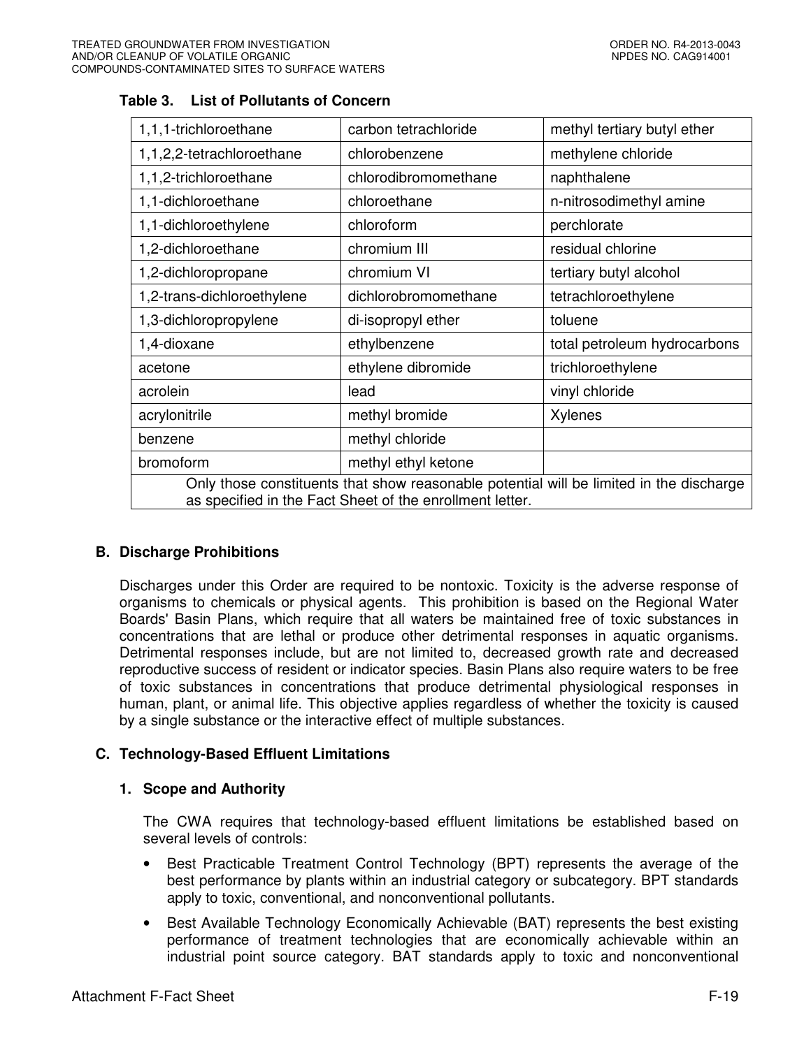**Table 3. List of Pollutants of Concern**

| | | |
|---|---|---|
| 1,1,1-trichloroethane | carbon tetrachloride | methyl tertiary butyl ether |
| 1,1,2,2-tetrachloroethane | chlorobenzene | methylene chloride |
| 1,1,2-trichloroethane | chlorodibromomethane | naphthalene |
| 1,1-dichloroethane | chloroethane | n-nitrosodimethyl amine |
| 1,1-dichloroethylene | chloroform | perchlorate |
| 1,2-dichloroethane | chromium III | residual chlorine |
| 1,2-dichloropropane | chromium VI | tertiary butyl alcohol |
| 1,2-trans-dichloroethylene | dichlorobromomethane | tetrachloroethylene |
| 1,3-dichloropropylene | di-isopropyl ether | toluene |
| 1,4-dioxane | ethylbenzene | total petroleum hydrocarbons |
| acetone | ethylene dibromide | trichloroethylene |
| acrolein | lead | vinyl chloride |
| acrylonitrile | methyl bromide | Xylenes |
| benzene | methyl chloride | |
| bromoform | methyl ethyl ketone | |
| Only those constituents that show reasonable potential will be limited in the discharge as specified in the Fact Sheet of the enrollment letter. | | |

### B. Discharge Prohibitions

Discharges under this Order are required to be nontoxic. Toxicity is the adverse response of organisms to chemicals or physical agents. This prohibition is based on the Regional Water Boards' Basin Plans, which require that all waters be maintained free of toxic substances in concentrations that are lethal or produce other detrimental responses in aquatic organisms. Detrimental responses include, but are not limited to, decreased growth rate and decreased reproductive success of resident or indicator species. Basin Plans also require waters to be free of toxic substances in concentrations that produce detrimental physiological responses in human, plant, or animal life. This objective applies regardless of whether the toxicity is caused by a single substance or the interactive effect of multiple substances.

### C. Technology-Based Effluent Limitations

#### 1. Scope and Authority

The CWA requires that technology-based effluent limitations be established based on several levels of controls:

- Best Practicable Treatment Control Technology (BPT) represents the average of the best performance by plants within an industrial category or subcategory. BPT standards apply to toxic, conventional, and nonconventional pollutants.
- Best Available Technology Economically Achievable (BAT) represents the best existing performance of treatment technologies that are economically achievable within an industrial point source category. BAT standards apply to toxic and nonconventional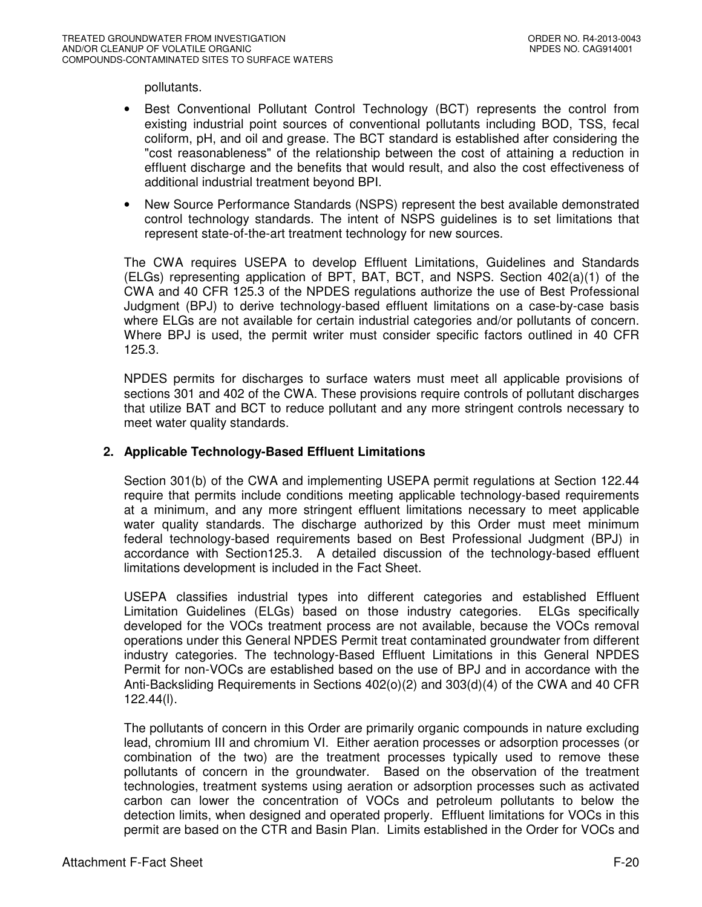pollutants.

- Best Conventional Pollutant Control Technology (BCT) represents the control from existing industrial point sources of conventional pollutants including BOD, TSS, fecal coliform, pH, and oil and grease. The BCT standard is established after considering the "cost reasonableness" of the relationship between the cost of attaining a reduction in effluent discharge and the benefits that would result, and also the cost effectiveness of additional industrial treatment beyond BPI.
- New Source Performance Standards (NSPS) represent the best available demonstrated control technology standards. The intent of NSPS guidelines is to set limitations that represent state-of-the-art treatment technology for new sources.

The CWA requires USEPA to develop Effluent Limitations, Guidelines and Standards (ELGs) representing application of BPT, BAT, BCT, and NSPS. Section 402(a)(1) of the CWA and 40 CFR 125.3 of the NPDES regulations authorize the use of Best Professional Judgment (BPJ) to derive technology-based effluent limitations on a case-by-case basis where ELGs are not available for certain industrial categories and/or pollutants of concern. Where BPJ is used, the permit writer must consider specific factors outlined in 40 CFR 125.3.

NPDES permits for discharges to surface waters must meet all applicable provisions of sections 301 and 402 of the CWA. These provisions require controls of pollutant discharges that utilize BAT and BCT to reduce pollutant and any more stringent controls necessary to meet water quality standards.

## 2. Applicable Technology-Based Effluent Limitations

Section 301(b) of the CWA and implementing USEPA permit regulations at Section 122.44 require that permits include conditions meeting applicable technology-based requirements at a minimum, and any more stringent effluent limitations necessary to meet applicable water quality standards. The discharge authorized by this Order must meet minimum federal technology-based requirements based on Best Professional Judgment (BPJ) in accordance with Section125.3. A detailed discussion of the technology-based effluent limitations development is included in the Fact Sheet.

USEPA classifies industrial types into different categories and established Effluent Limitation Guidelines (ELGs) based on those industry categories. ELGs specifically developed for the VOCs treatment process are not available, because the VOCs removal operations under this General NPDES Permit treat contaminated groundwater from different industry categories. The technology-Based Effluent Limitations in this General NPDES Permit for non-VOCs are established based on the use of BPJ and in accordance with the Anti-Backsliding Requirements in Sections 402(o)(2) and 303(d)(4) of the CWA and 40 CFR 122.44(l).

The pollutants of concern in this Order are primarily organic compounds in nature excluding lead, chromium III and chromium VI. Either aeration processes or adsorption processes (or combination of the two) are the treatment processes typically used to remove these pollutants of concern in the groundwater. Based on the observation of the treatment technologies, treatment systems using aeration or adsorption processes such as activated carbon can lower the concentration of VOCs and petroleum pollutants to below the detection limits, when designed and operated properly. Effluent limitations for VOCs in this permit are based on the CTR and Basin Plan. Limits established in the Order for VOCs and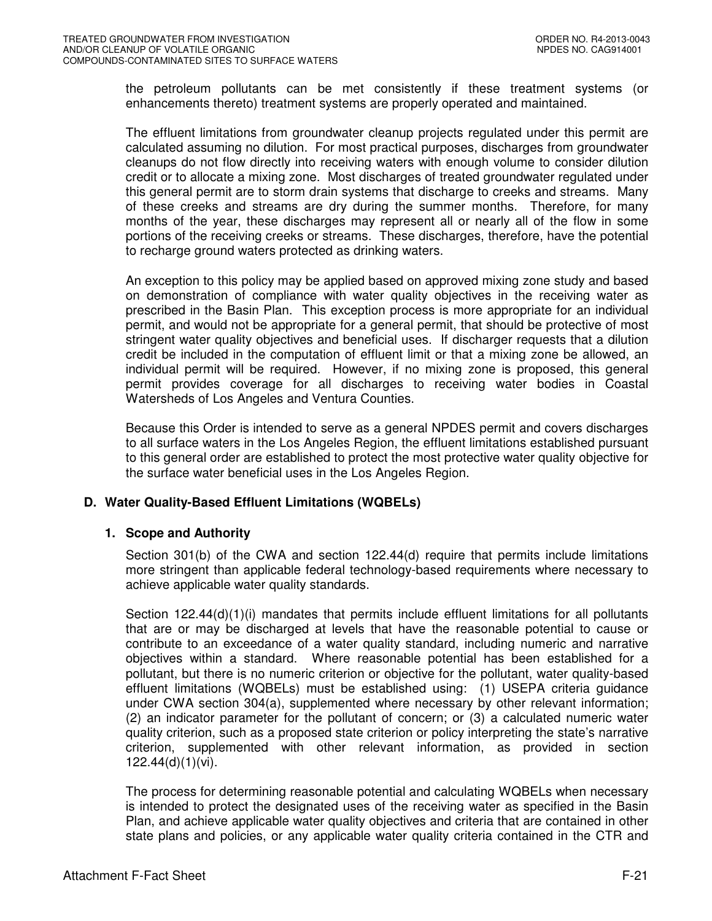the petroleum pollutants can be met consistently if these treatment systems (or enhancements thereto) treatment systems are properly operated and maintained.

The effluent limitations from groundwater cleanup projects regulated under this permit are calculated assuming no dilution. For most practical purposes, discharges from groundwater cleanups do not flow directly into receiving waters with enough volume to consider dilution credit or to allocate a mixing zone. Most discharges of treated groundwater regulated under this general permit are to storm drain systems that discharge to creeks and streams. Many of these creeks and streams are dry during the summer months. Therefore, for many months of the year, these discharges may represent all or nearly all of the flow in some portions of the receiving creeks or streams. These discharges, therefore, have the potential to recharge ground waters protected as drinking waters.

An exception to this policy may be applied based on approved mixing zone study and based on demonstration of compliance with water quality objectives in the receiving water as prescribed in the Basin Plan. This exception process is more appropriate for an individual permit, and would not be appropriate for a general permit, that should be protective of most stringent water quality objectives and beneficial uses. If discharger requests that a dilution credit be included in the computation of effluent limit or that a mixing zone be allowed, an individual permit will be required. However, if no mixing zone is proposed, this general permit provides coverage for all discharges to receiving water bodies in Coastal Watersheds of Los Angeles and Ventura Counties.

Because this Order is intended to serve as a general NPDES permit and covers discharges to all surface waters in the Los Angeles Region, the effluent limitations established pursuant to this general order are established to protect the most protective water quality objective for the surface water beneficial uses in the Los Angeles Region.

## D. Water Quality-Based Effluent Limitations (WQBELs)

### 1. Scope and Authority

Section 301(b) of the CWA and section 122.44(d) require that permits include limitations more stringent than applicable federal technology-based requirements where necessary to achieve applicable water quality standards.

Section 122.44(d)(1)(i) mandates that permits include effluent limitations for all pollutants that are or may be discharged at levels that have the reasonable potential to cause or contribute to an exceedance of a water quality standard, including numeric and narrative objectives within a standard. Where reasonable potential has been established for a pollutant, but there is no numeric criterion or objective for the pollutant, water quality-based effluent limitations (WQBELs) must be established using: (1) USEPA criteria guidance under CWA section 304(a), supplemented where necessary by other relevant information; (2) an indicator parameter for the pollutant of concern; or (3) a calculated numeric water quality criterion, such as a proposed state criterion or policy interpreting the state's narrative criterion, supplemented with other relevant information, as provided in section 122.44(d)(1)(vi).

The process for determining reasonable potential and calculating WQBELs when necessary is intended to protect the designated uses of the receiving water as specified in the Basin Plan, and achieve applicable water quality objectives and criteria that are contained in other state plans and policies, or any applicable water quality criteria contained in the CTR and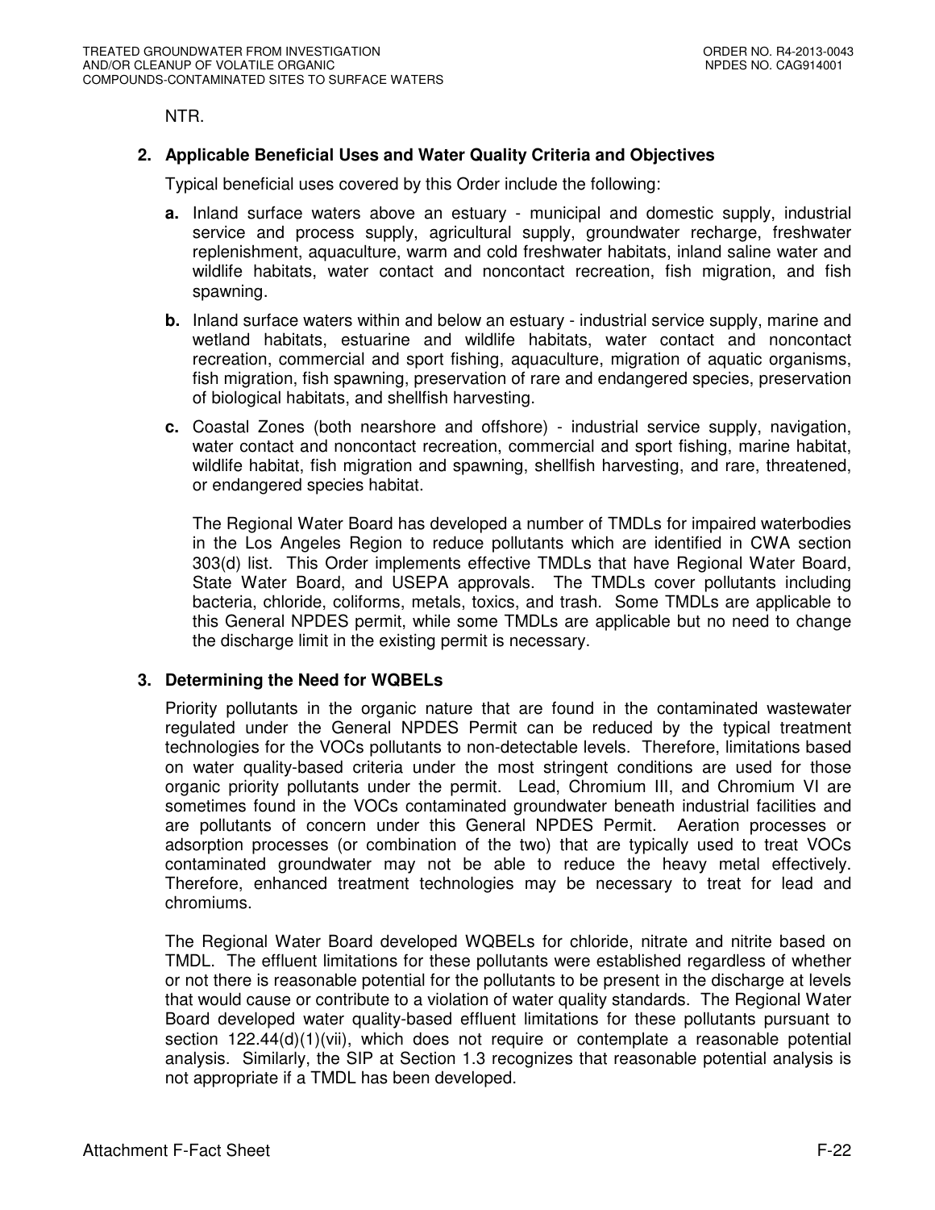NTR.

**2. Applicable Beneficial Uses and Water Quality Criteria and Objectives**

Typical beneficial uses covered by this Order include the following:

**a.** Inland surface waters above an estuary - municipal and domestic supply, industrial service and process supply, agricultural supply, groundwater recharge, freshwater replenishment, aquaculture, warm and cold freshwater habitats, inland saline water and wildlife habitats, water contact and noncontact recreation, fish migration, and fish spawning.

**b.** Inland surface waters within and below an estuary - industrial service supply, marine and wetland habitats, estuarine and wildlife habitats, water contact and noncontact recreation, commercial and sport fishing, aquaculture, migration of aquatic organisms, fish migration, fish spawning, preservation of rare and endangered species, preservation of biological habitats, and shellfish harvesting.

**c.** Coastal Zones (both nearshore and offshore) - industrial service supply, navigation, water contact and noncontact recreation, commercial and sport fishing, marine habitat, wildlife habitat, fish migration and spawning, shellfish harvesting, and rare, threatened, or endangered species habitat.

The Regional Water Board has developed a number of TMDLs for impaired waterbodies in the Los Angeles Region to reduce pollutants which are identified in CWA section 303(d) list. This Order implements effective TMDLs that have Regional Water Board, State Water Board, and USEPA approvals. The TMDLs cover pollutants including bacteria, chloride, coliforms, metals, toxics, and trash. Some TMDLs are applicable to this General NPDES permit, while some TMDLs are applicable but no need to change the discharge limit in the existing permit is necessary.

**3. Determining the Need for WQBELs**

Priority pollutants in the organic nature that are found in the contaminated wastewater regulated under the General NPDES Permit can be reduced by the typical treatment technologies for the VOCs pollutants to non-detectable levels. Therefore, limitations based on water quality-based criteria under the most stringent conditions are used for those organic priority pollutants under the permit. Lead, Chromium III, and Chromium VI are sometimes found in the VOCs contaminated groundwater beneath industrial facilities and are pollutants of concern under this General NPDES Permit. Aeration processes or adsorption processes (or combination of the two) that are typically used to treat VOCs contaminated groundwater may not be able to reduce the heavy metal effectively. Therefore, enhanced treatment technologies may be necessary to treat for lead and chromiums.

The Regional Water Board developed WQBELs for chloride, nitrate and nitrite based on TMDL. The effluent limitations for these pollutants were established regardless of whether or not there is reasonable potential for the pollutants to be present in the discharge at levels that would cause or contribute to a violation of water quality standards. The Regional Water Board developed water quality-based effluent limitations for these pollutants pursuant to section 122.44(d)(1)(vii), which does not require or contemplate a reasonable potential analysis. Similarly, the SIP at Section 1.3 recognizes that reasonable potential analysis is not appropriate if a TMDL has been developed.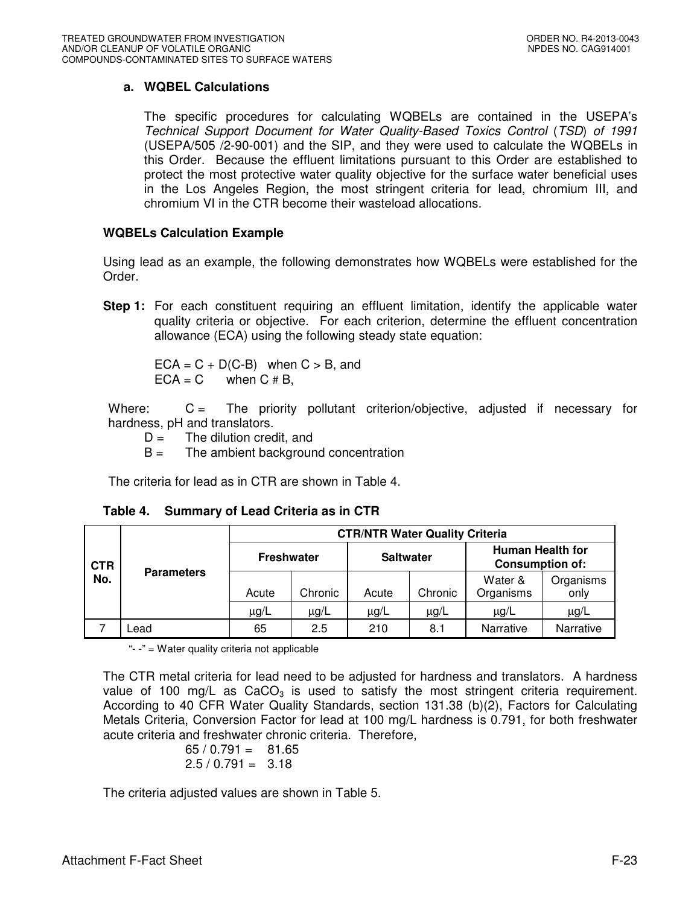### a. WQBEL Calculations

The specific procedures for calculating WQBELs are contained in the USEPA's *Technical Support Document for Water Quality-Based Toxics Control* (*TSD*) *of 1991* (USEPA/505 /2-90-001) and the SIP, and they were used to calculate the WQBELs in this Order. Because the effluent limitations pursuant to this Order are established to protect the most protective water quality objective for the surface water beneficial uses in the Los Angeles Region, the most stringent criteria for lead, chromium III, and chromium VI in the CTR become their wasteload allocations.

**WQBELs Calculation Example**

Using lead as an example, the following demonstrates how WQBELs were established for the Order.

**Step 1:** For each constituent requiring an effluent limitation, identify the applicable water quality criteria or objective. For each criterion, determine the effluent concentration allowance (ECA) using the following steady state equation:

$ECA = C + D(C-B)$ when $C > B$, and
$ECA = C$ when $C \leq B$,

Where: C = The priority pollutant criterion/objective, adjusted if necessary for hardness, pH and translators.
D = The dilution credit, and
B = The ambient background concentration

The criteria for lead as in CTR are shown in Table 4.

**Table 4. Summary of Lead Criteria as in CTR**

| CTR No. | Parameters | CTR/NTR Water Quality Criteria | | | | | |
|---|---|---|---|---|---|---|---|
| | | Freshwater | | Saltwater | | Human Health for Consumption of: | |
| | | Acute | Chronic | Acute | Chronic | Water & Organisms | Organisms only |
| | | µg/L | µg/L | µg/L | µg/L | µg/L | µg/L |
| 7 | Lead | 65 | 2.5 | 210 | 8.1 | Narrative | Narrative |

"- -" = Water quality criteria not applicable

The CTR metal criteria for lead need to be adjusted for hardness and translators. A hardness value of 100 mg/L as $CaCO_3$ is used to satisfy the most stringent criteria requirement. According to 40 CFR Water Quality Standards, section 131.38 (b)(2), Factors for Calculating Metals Criteria, Conversion Factor for lead at 100 mg/L hardness is 0.791, for both freshwater acute criteria and freshwater chronic criteria. Therefore,

$65 / 0.791 = 81.65$
$2.5 / 0.791 = 3.18$

The criteria adjusted values are shown in Table 5.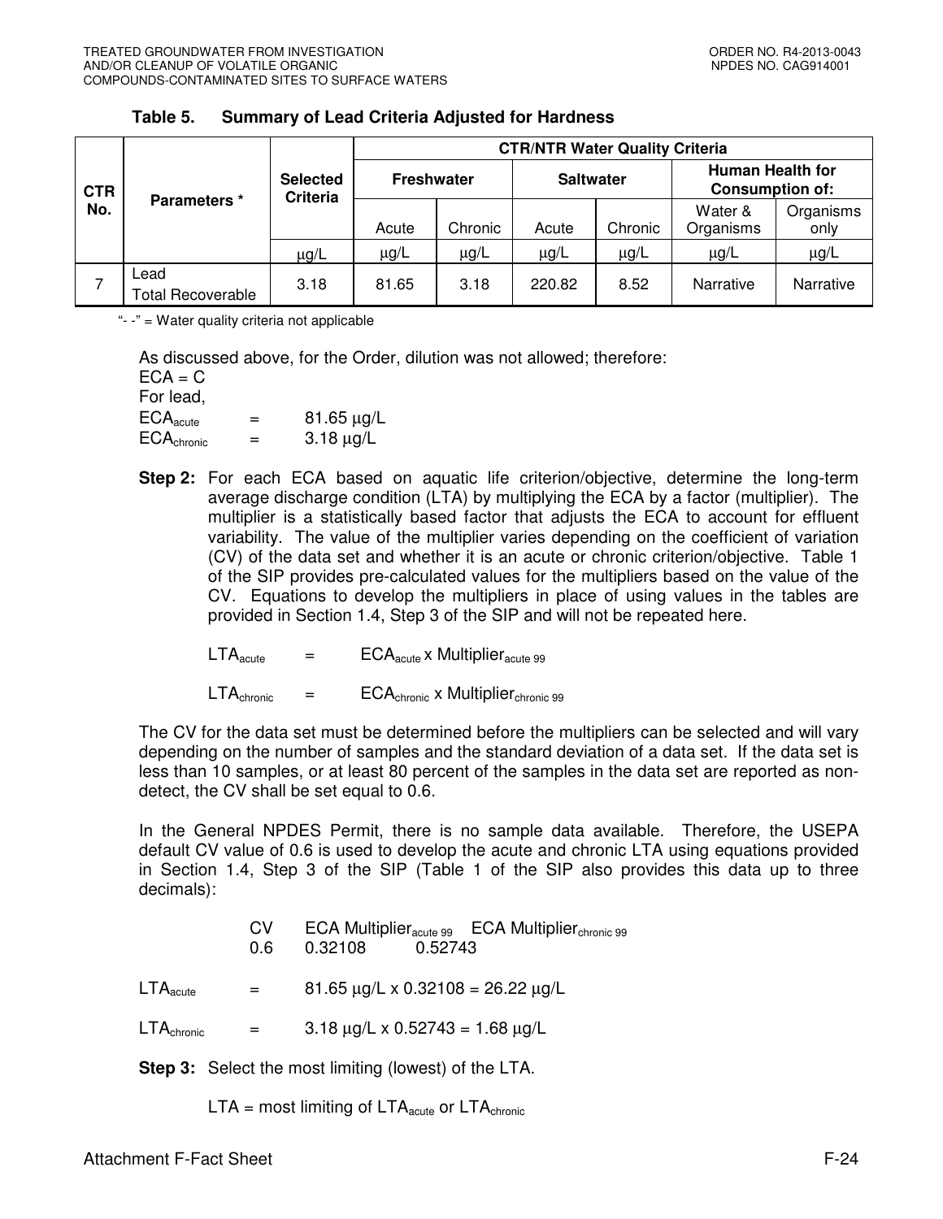**Table 5. Summary of Lead Criteria Adjusted for Hardness**

| CTR No. | Parameters * | Selected Criteria | CTR/NTR Water Quality Criteria | | | | | |
|---|---|---|---|---|---|---|---|---|
| | | | Freshwater | | Saltwater | | Human Health for Consumption of: | |
| | | | Acute | Chronic | Acute | Chronic | Water & Organisms | Organisms only |
| | | μg/L | μg/L | μg/L | μg/L | μg/L | μg/L | μg/L |
| 7 | Lead Total Recoverable | 3.18 | 81.65 | 3.18 | 220.82 | 8.52 | Narrative | Narrative |

"- -" = Water quality criteria not applicable

As discussed above, for the Order, dilution was not allowed; therefore:

ECA = C

For lead,

$ECA_{acute}$ = 81.65 μg/L

$ECA_{chronic}$ = 3.18 μg/L

**Step 2:** For each ECA based on aquatic life criterion/objective, determine the long-term average discharge condition (LTA) by multiplying the ECA by a factor (multiplier). The multiplier is a statistically based factor that adjusts the ECA to account for effluent variability. The value of the multiplier varies depending on the coefficient of variation (CV) of the data set and whether it is an acute or chronic criterion/objective. Table 1 of the SIP provides pre-calculated values for the multipliers based on the value of the CV. Equations to develop the multipliers in place of using values in the tables are provided in Section 1.4, Step 3 of the SIP and will not be repeated here.

$LTA_{acute}$ = $ECA_{acute}$ x $Multiplier_{acute\ 99}$

$LTA_{chronic}$ = $ECA_{chronic}$ x $Multiplier_{chronic\ 99}$

The CV for the data set must be determined before the multipliers can be selected and will vary depending on the number of samples and the standard deviation of a data set. If the data set is less than 10 samples, or at least 80 percent of the samples in the data set are reported as non-detect, the CV shall be set equal to 0.6.

In the General NPDES Permit, there is no sample data available. Therefore, the USEPA default CV value of 0.6 is used to develop the acute and chronic LTA using equations provided in Section 1.4, Step 3 of the SIP (Table 1 of the SIP also provides this data up to three decimals):

| CV | ECA $Multiplier_{acute\ 99}$ | ECA $Multiplier_{chronic\ 99}$ |
|---|---|---|
| 0.6 | 0.32108 | 0.52743 |

$LTA_{acute}$ = 81.65 μg/L x 0.32108 = 26.22 μg/L

$LTA_{chronic}$ = 3.18 μg/L x 0.52743 = 1.68 μg/L

**Step 3:** Select the most limiting (lowest) of the LTA.

LTA = most limiting of $LTA_{acute}$ or $LTA_{chronic}$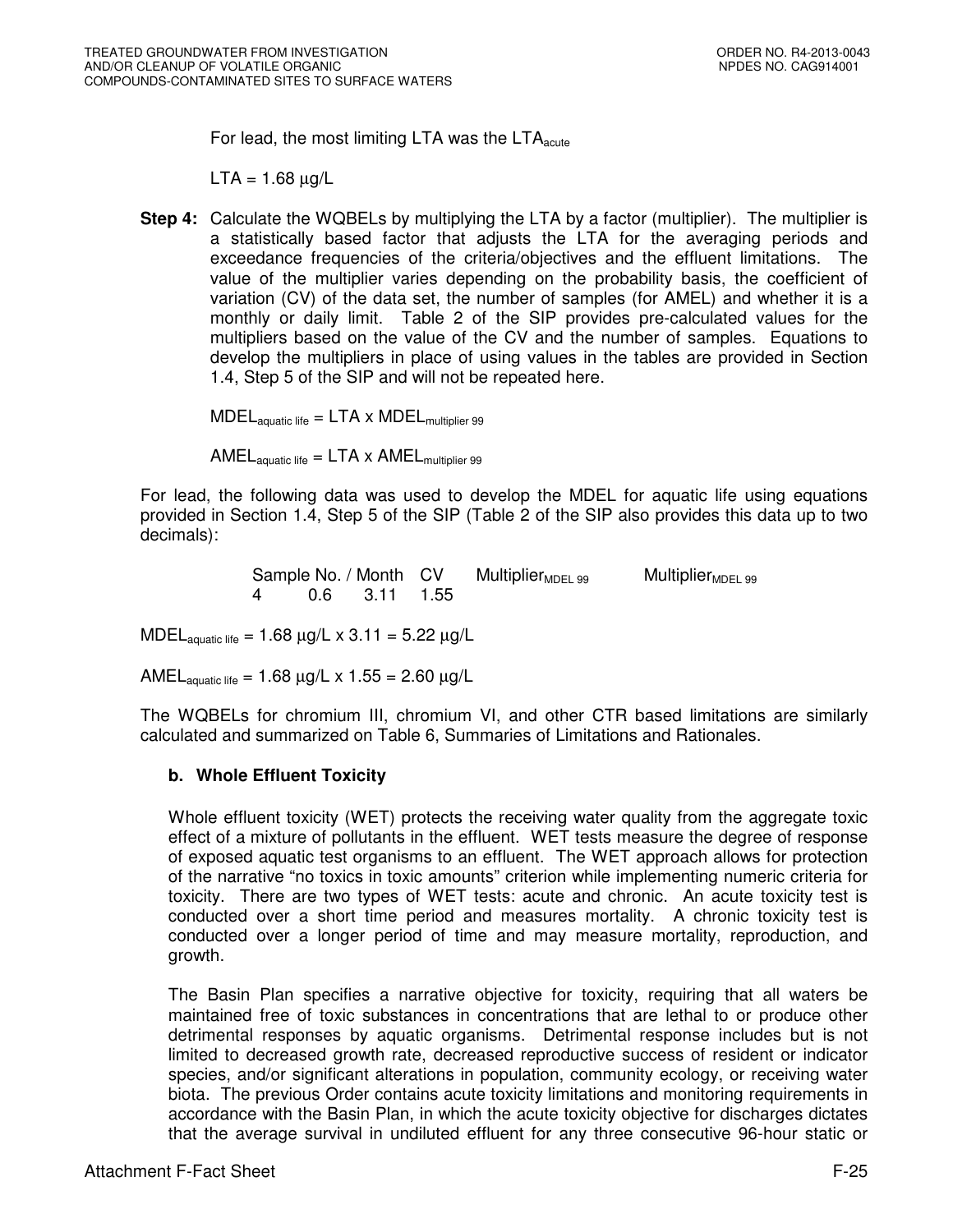For lead, the most limiting LTA was the $LTA_{acute}$

LTA = 1.68 µg/L

**Step 4:** Calculate the WQBELs by multiplying the LTA by a factor (multiplier). The multiplier is a statistically based factor that adjusts the LTA for the averaging periods and exceedance frequencies of the criteria/objectives and the effluent limitations. The value of the multiplier varies depending on the probability basis, the coefficient of variation (CV) of the data set, the number of samples (for AMEL) and whether it is a monthly or daily limit. Table 2 of the SIP provides pre-calculated values for the multipliers based on the value of the CV and the number of samples. Equations to develop the multipliers in place of using values in the tables are provided in Section 1.4, Step 5 of the SIP and will not be repeated here.

$MDEL_{aquatic\ life}$ = LTA x $MDEL_{multiplier\ 99}$

$AMEL_{aquatic\ life}$ = LTA x $AMEL_{multiplier\ 99}$

For lead, the following data was used to develop the MDEL for aquatic life using equations provided in Section 1.4, Step 5 of the SIP (Table 2 of the SIP also provides this data up to two decimals):

| Sample No. / Month | CV | $Multiplier_{MDEL\ 99}$ | $Multiplier_{MDEL\ 99}$ |
|---|---|---|---|
| 4 | 0.6 | 3.11 | 1.55 |

$MDEL_{aquatic\ life}$ = 1.68 µg/L x 3.11 = 5.22 µg/L

$AMEL_{aquatic\ life}$ = 1.68 µg/L x 1.55 = 2.60 µg/L

The WQBELs for chromium III, chromium VI, and other CTR based limitations are similarly calculated and summarized on Table 6, Summaries of Limitations and Rationales.

**b. Whole Effluent Toxicity**

Whole effluent toxicity (WET) protects the receiving water quality from the aggregate toxic effect of a mixture of pollutants in the effluent. WET tests measure the degree of response of exposed aquatic test organisms to an effluent. The WET approach allows for protection of the narrative "no toxics in toxic amounts" criterion while implementing numeric criteria for toxicity. There are two types of WET tests: acute and chronic. An acute toxicity test is conducted over a short time period and measures mortality. A chronic toxicity test is conducted over a longer period of time and may measure mortality, reproduction, and growth.

The Basin Plan specifies a narrative objective for toxicity, requiring that all waters be maintained free of toxic substances in concentrations that are lethal to or produce other detrimental responses by aquatic organisms. Detrimental response includes but is not limited to decreased growth rate, decreased reproductive success of resident or indicator species, and/or significant alterations in population, community ecology, or receiving water biota. The previous Order contains acute toxicity limitations and monitoring requirements in accordance with the Basin Plan, in which the acute toxicity objective for discharges dictates that the average survival in undiluted effluent for any three consecutive 96-hour static or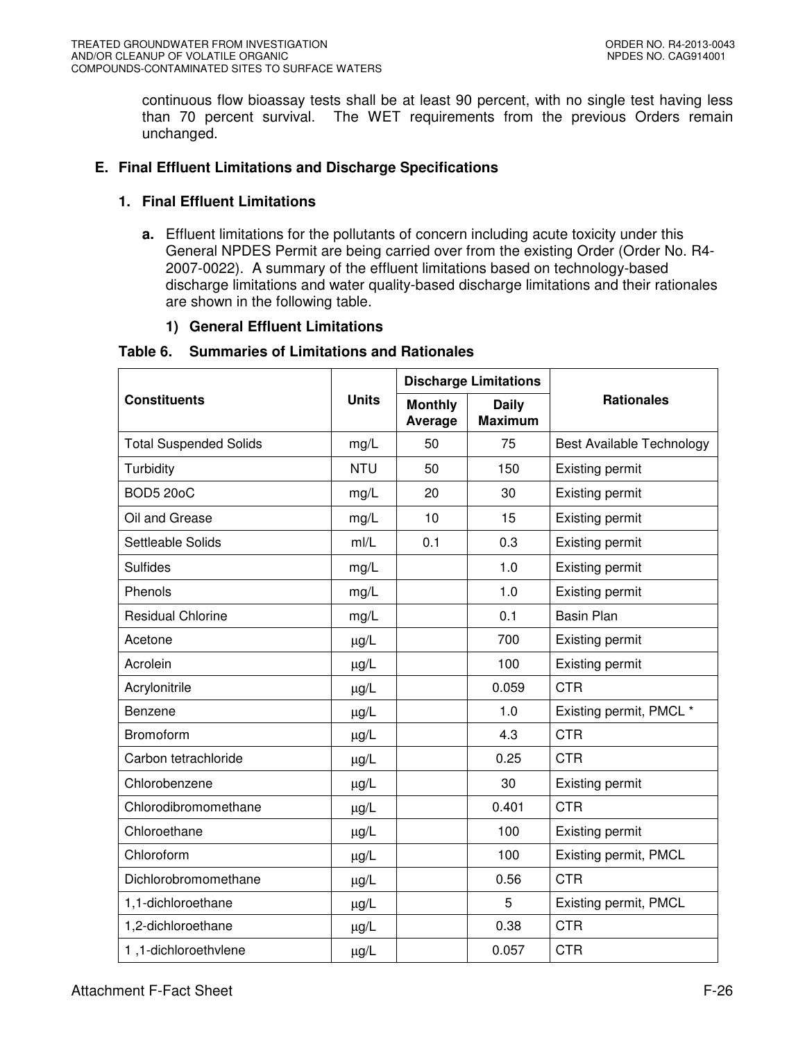continuous flow bioassay tests shall be at least 90 percent, with no single test having less than 70 percent survival. The WET requirements from the previous Orders remain unchanged.

## E. Final Effluent Limitations and Discharge Specifications

### 1. Final Effluent Limitations

**a.** Effluent limitations for the pollutants of concern including acute toxicity under this General NPDES Permit are being carried over from the existing Order (Order No. R4-2007-0022). A summary of the effluent limitations based on technology-based discharge limitations and water quality-based discharge limitations and their rationales are shown in the following table.

**1) General Effluent Limitations**

**Table 6. Summaries of Limitations and Rationales**

| Constituents | Units | Discharge Limitations | | Rationales |
|---|---|---|---|---|
| | | Monthly Average | Daily Maximum | |
| Total Suspended Solids | mg/L | 50 | 75 | Best Available Technology |
| Turbidity | NTU | 50 | 150 | Existing permit |
| BOD5 20oC | mg/L | 20 | 30 | Existing permit |
| Oil and Grease | mg/L | 10 | 15 | Existing permit |
| Settleable Solids | ml/L | 0.1 | 0.3 | Existing permit |
| Sulfides | mg/L | | 1.0 | Existing permit |
| Phenols | mg/L | | 1.0 | Existing permit |
| Residual Chlorine | mg/L | | 0.1 | Basin Plan |
| Acetone | μg/L | | 700 | Existing permit |
| Acrolein | μg/L | | 100 | Existing permit |
| Acrylonitrile | μg/L | | 0.059 | CTR |
| Benzene | μg/L | | 1.0 | Existing permit, PMCL * |
| Bromoform | μg/L | | 4.3 | CTR |
| Carbon tetrachloride | μg/L | | 0.25 | CTR |
| Chlorobenzene | μg/L | | 30 | Existing permit |
| Chlorodibromomethane | μg/L | | 0.401 | CTR |
| Chloroethane | μg/L | | 100 | Existing permit |
| Chloroform | μg/L | | 100 | Existing permit, PMCL |
| Dichlorobromomethane | μg/L | | 0.56 | CTR |
| 1,1-dichloroethane | μg/L | | 5 | Existing permit, PMCL |
| 1,2-dichloroethane | μg/L | | 0.38 | CTR |
| 1 ,1-dichloroethvlene | μg/L | | 0.057 | CTR |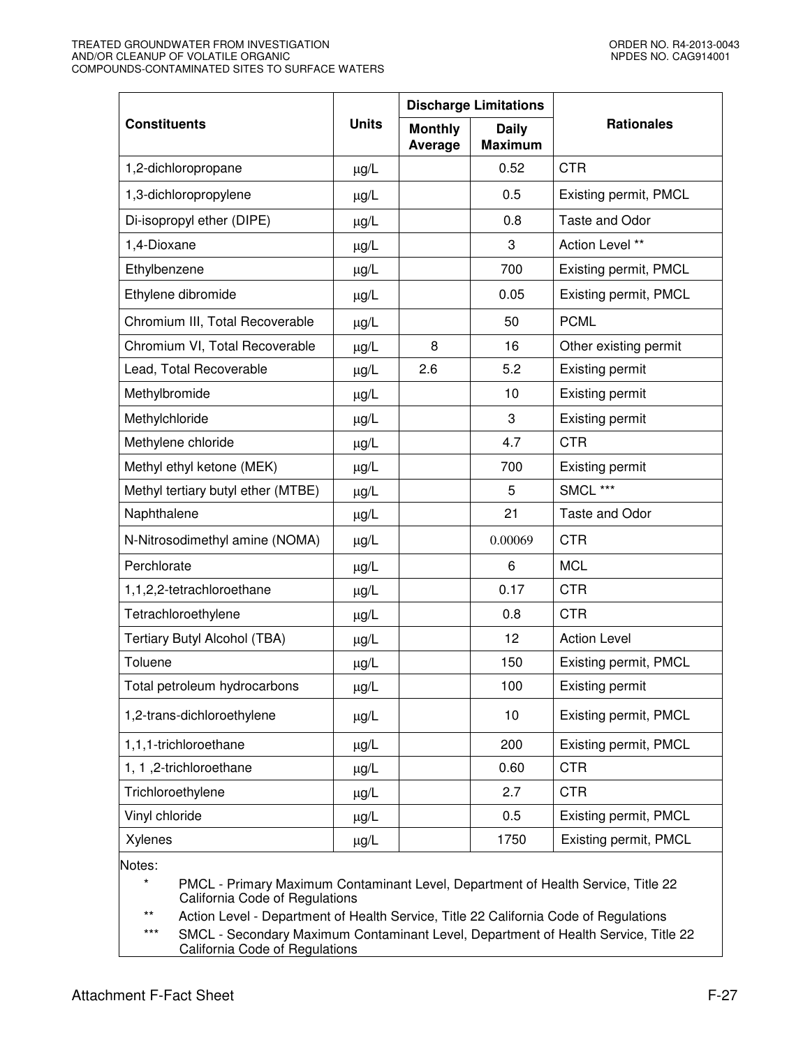| Constituents | Units | Discharge Limitations | | Rationales |
|---|---|---|---|---|
| | | Monthly Average | Daily Maximum | |
| 1,2-dichloropropane | μg/L | | 0.52 | CTR |
| 1,3-dichloropropylene | μg/L | | 0.5 | Existing permit, PMCL |
| Di-isopropyl ether (DIPE) | μg/L | | 0.8 | Taste and Odor |
| 1,4-Dioxane | μg/L | | 3 | Action Level ** |
| Ethylbenzene | μg/L | | 700 | Existing permit, PMCL |
| Ethylene dibromide | μg/L | | 0.05 | Existing permit, PMCL |
| Chromium III, Total Recoverable | μg/L | | 50 | PCML |
| Chromium VI, Total Recoverable | μg/L | 8 | 16 | Other existing permit |
| Lead, Total Recoverable | μg/L | 2.6 | 5.2 | Existing permit |
| Methylbromide | μg/L | | 10 | Existing permit |
| Methylchloride | μg/L | | 3 | Existing permit |
| Methylene chloride | μg/L | | 4.7 | CTR |
| Methyl ethyl ketone (MEK) | μg/L | | 700 | Existing permit |
| Methyl tertiary butyl ether (MTBE) | μg/L | | 5 | SMCL *** |
| Naphthalene | μg/L | | 21 | Taste and Odor |
| N-Nitrosodimethyl amine (NOMA) | μg/L | | 0.00069 | CTR |
| Perchlorate | μg/L | | 6 | MCL |
| 1,1,2,2-tetrachloroethane | μg/L | | 0.17 | CTR |
| Tetrachloroethylene | μg/L | | 0.8 | CTR |
| Tertiary Butyl Alcohol (TBA) | μg/L | | 12 | Action Level |
| Toluene | μg/L | | 150 | Existing permit, PMCL |
| Total petroleum hydrocarbons | μg/L | | 100 | Existing permit |
| 1,2-trans-dichloroethylene | μg/L | | 10 | Existing permit, PMCL |
| 1,1,1-trichloroethane | μg/L | | 200 | Existing permit, PMCL |
| 1, 1 ,2-trichloroethane | μg/L | | 0.60 | CTR |
| Trichloroethylene | μg/L | | 2.7 | CTR |
| Vinyl chloride | μg/L | | 0.5 | Existing permit, PMCL |
| Xylenes | μg/L | | 1750 | Existing permit, PMCL |

Notes:

- * PMCL - Primary Maximum Contaminant Level, Department of Health Service, Title 22 California Code of Regulations
- ** Action Level - Department of Health Service, Title 22 California Code of Regulations
- *** SMCL - Secondary Maximum Contaminant Level, Department of Health Service, Title 22 California Code of Regulations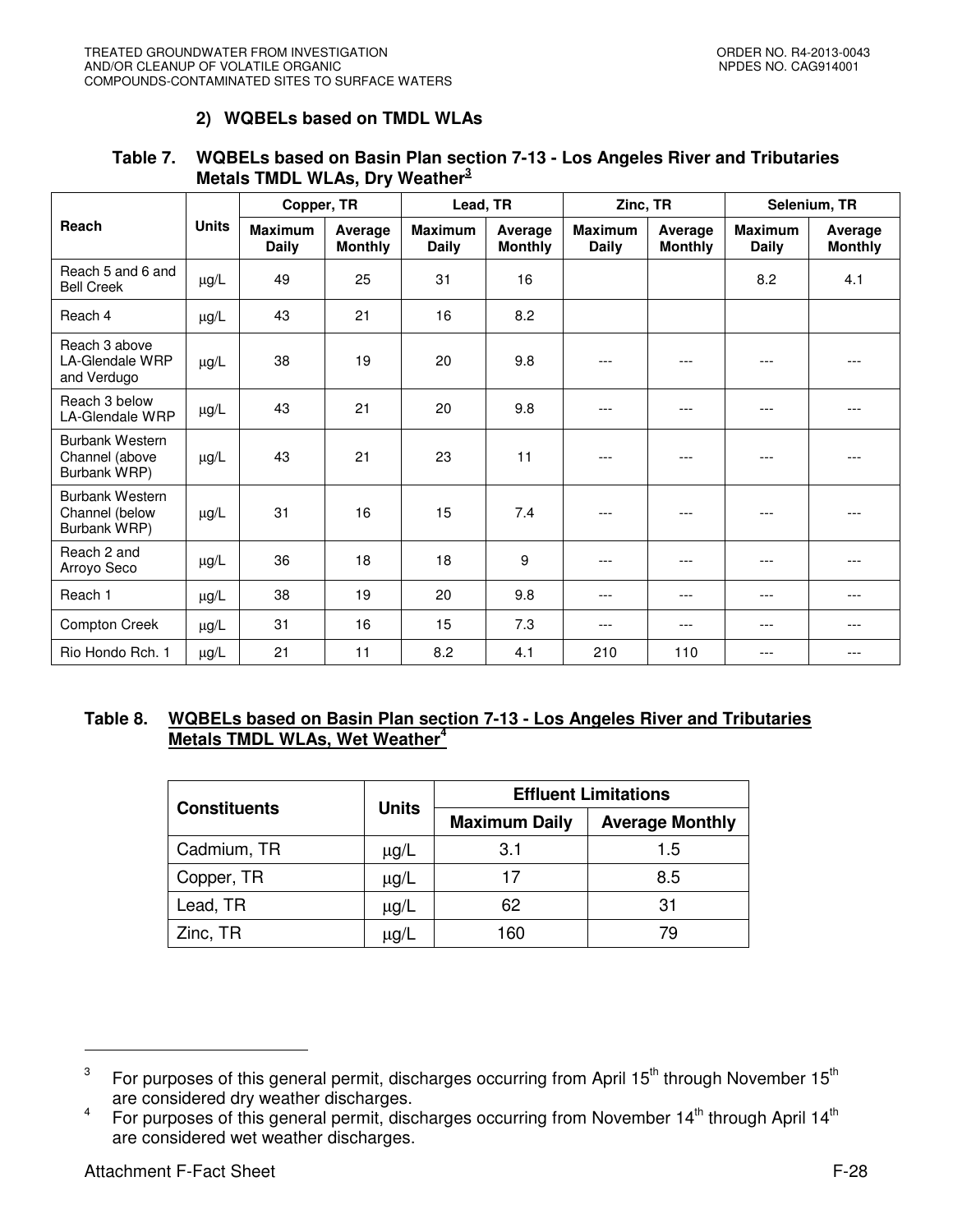### 2) WQBELs based on TMDL WLAs

**Table 7. WQBELs based on Basin Plan section 7-13 - Los Angeles River and Tributaries Metals TMDL WLAs, Dry Weather[3]**

| Reach | Units | Copper, TR | | Lead, TR | | Zinc, TR | | Selenium, TR | |
|---|---|---|---|---|---|---|---|---|---|
| | | Maximum Daily | Average Monthly | Maximum Daily | Average Monthly | Maximum Daily | Average Monthly | Maximum Daily | Average Monthly |
| Reach 5 and 6 and Bell Creek | μg/L | 49 | 25 | 31 | 16 | | | 8.2 | 4.1 |
| Reach 4 | μg/L | 43 | 21 | 16 | 8.2 | | | | |
| Reach 3 above LA-Glendale WRP and Verdugo | μg/L | 38 | 19 | 20 | 9.8 | --- | --- | --- | --- |
| Reach 3 below LA-Glendale WRP | μg/L | 43 | 21 | 20 | 9.8 | --- | --- | --- | --- |
| Burbank Western Channel (above Burbank WRP) | μg/L | 43 | 21 | 23 | 11 | --- | --- | --- | --- |
| Burbank Western Channel (below Burbank WRP) | μg/L | 31 | 16 | 15 | 7.4 | --- | --- | --- | --- |
| Reach 2 and Arroyo Seco | μg/L | 36 | 18 | 18 | 9 | --- | --- | --- | --- |
| Reach 1 | μg/L | 38 | 19 | 20 | 9.8 | --- | --- | --- | --- |
| Compton Creek | μg/L | 31 | 16 | 15 | 7.3 | --- | --- | --- | --- |
| Rio Hondo Rch. 1 | μg/L | 21 | 11 | 8.2 | 4.1 | 210 | 110 | --- | --- |

**Table 8. WQBELs based on Basin Plan section 7-13 - Los Angeles River and Tributaries Metals TMDL WLAs, Wet Weather[4]**

| Constituents | Units | Effluent Limitations | |
|---|---|---|---|
| | | Maximum Daily | Average Monthly |
| Cadmium, TR | μg/L | 3.1 | 1.5 |
| Copper, TR | μg/L | 17 | 8.5 |
| Lead, TR | μg/L | 62 | 31 |
| Zinc, TR | μg/L | 160 | 79 |

[3] For purposes of this general permit, discharges occurring from April 15th through November 15th are considered dry weather discharges.

[4] For purposes of this general permit, discharges occurring from November 14th through April 14th are considered wet weather discharges.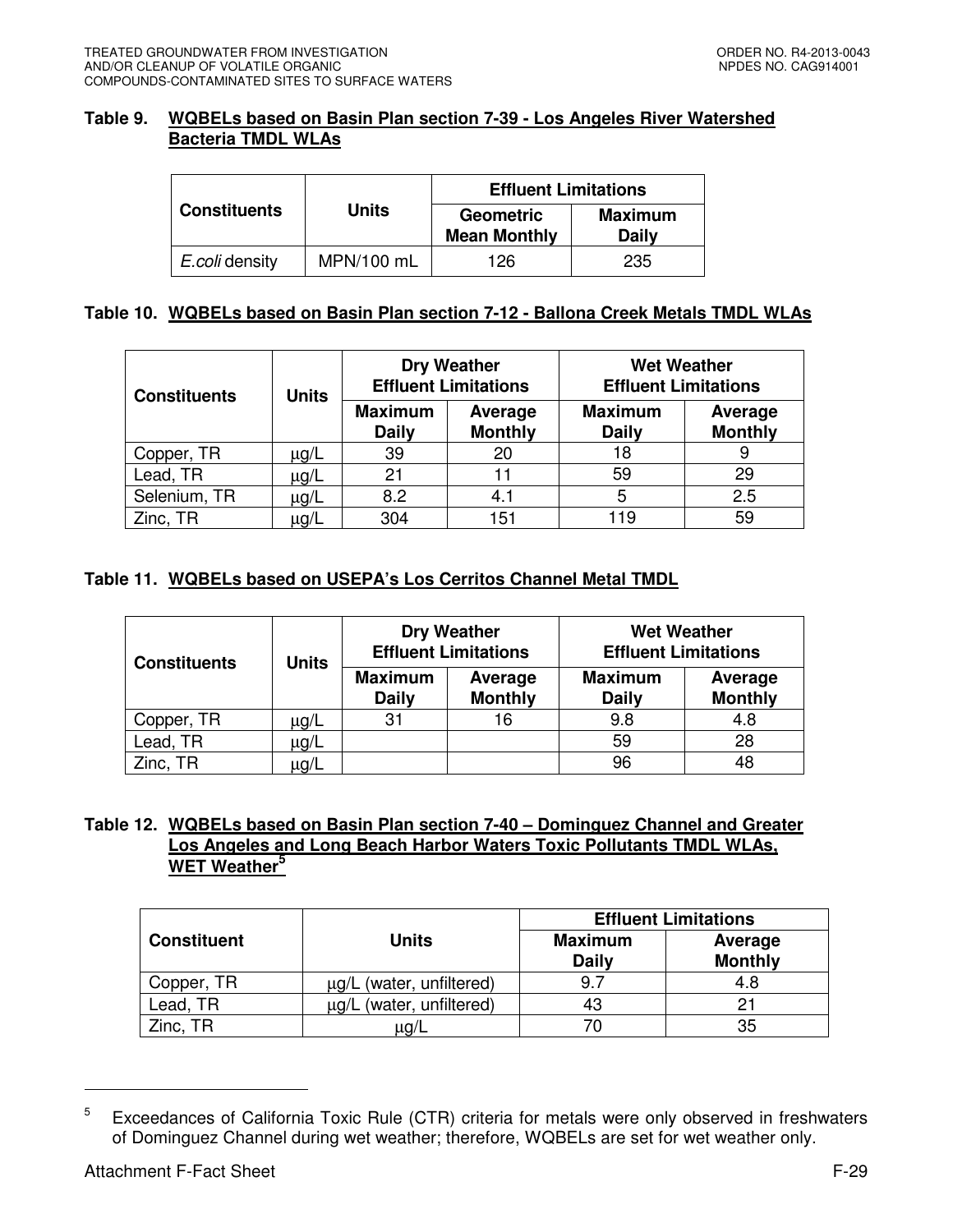**Table 9. WQBELs based on Basin Plan section 7-39 - Los Angeles River Watershed Bacteria TMDL WLAs**

| Constituents | Units | Effluent Limitations | |
|---|---|---|---|
| | | Geometric Mean Monthly | Maximum Daily |
| *E.coli* density | MPN/100 mL | 126 | 235 |

**Table 10. WQBELs based on Basin Plan section 7-12 - Ballona Creek Metals TMDL WLAs**

| Constituents | Units | Dry Weather Effluent Limitations | | Wet Weather Effluent Limitations | |
|---|---|---|---|---|---|
| | | Maximum Daily | Average Monthly | Maximum Daily | Average Monthly |
| Copper, TR | µg/L | 39 | 20 | 18 | 9 |
| Lead, TR | µg/L | 21 | 11 | 59 | 29 |
| Selenium, TR | µg/L | 8.2 | 4.1 | 5 | 2.5 |
| Zinc, TR | µg/L | 304 | 151 | 119 | 59 |

**Table 11. WQBELs based on USEPA's Los Cerritos Channel Metal TMDL**

| Constituents | Units | Dry Weather Effluent Limitations | | Wet Weather Effluent Limitations | |
|---|---|---|---|---|---|
| | | Maximum Daily | Average Monthly | Maximum Daily | Average Monthly |
| Copper, TR | µg/L | 31 | 16 | 9.8 | 4.8 |
| Lead, TR | µg/L | | | 59 | 28 |
| Zinc, TR | µg/L | | | 96 | 48 |

**Table 12. WQBELs based on Basin Plan section 7-40 – Dominguez Channel and Greater Los Angeles and Long Beach Harbor Waters Toxic Pollutants TMDL WLAs, WET Weather[5]**

| Constituent | Units | Effluent Limitations | |
|---|---|---|---|
| | | Maximum Daily | Average Monthly |
| Copper, TR | µg/L (water, unfiltered) | 9.7 | 4.8 |
| Lead, TR | µg/L (water, unfiltered) | 43 | 21 |
| Zinc, TR | µg/L | 70 | 35 |

[5] Exceedances of California Toxic Rule (CTR) criteria for metals were only observed in freshwaters of Dominguez Channel during wet weather; therefore, WQBELs are set for wet weather only.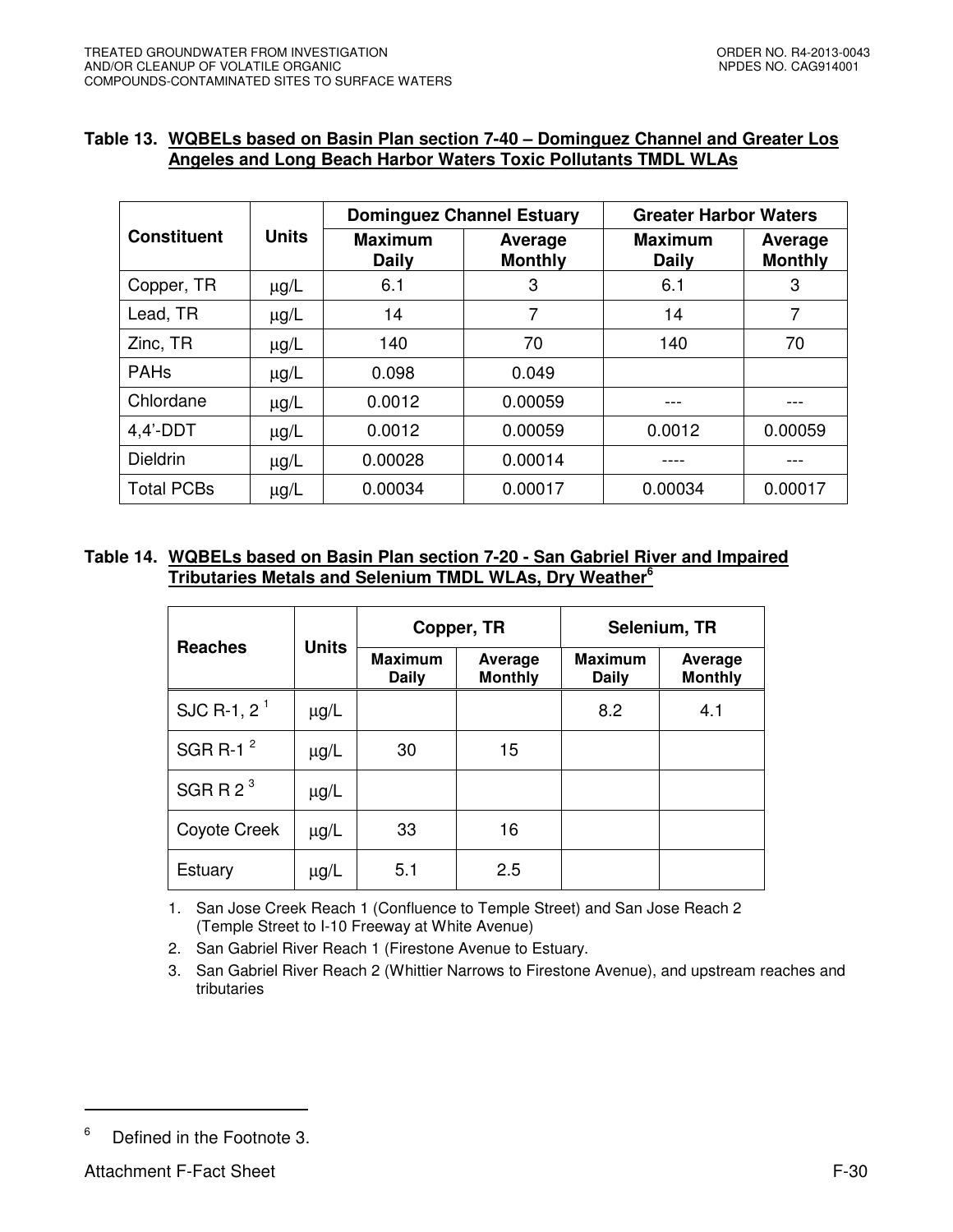**Table 13. WQBELs based on Basin Plan section 7-40 – Dominguez Channel and Greater Los Angeles and Long Beach Harbor Waters Toxic Pollutants TMDL WLAs**

| Constituent | Units | Dominguez Channel Estuary | | Greater Harbor Waters | |
|---|---|---|---|---|---|
| | | Maximum Daily | Average Monthly | Maximum Daily | Average Monthly |
| Copper, TR | μg/L | 6.1 | 3 | 6.1 | 3 |
| Lead, TR | μg/L | 14 | 7 | 14 | 7 |
| Zinc, TR | μg/L | 140 | 70 | 140 | 70 |
| PAHs | μg/L | 0.098 | 0.049 | | |
| Chlordane | μg/L | 0.0012 | 0.00059 | --- | --- |
| 4,4'-DDT | μg/L | 0.0012 | 0.00059 | 0.0012 | 0.00059 |
| Dieldrin | μg/L | 0.00028 | 0.00014 | ---- | --- |
| Total PCBs | μg/L | 0.00034 | 0.00017 | 0.00034 | 0.00017 |

**Table 14. WQBELs based on Basin Plan section 7-20 - San Gabriel River and Impaired Tributaries Metals and Selenium TMDL WLAs, Dry Weather[6]**

| Reaches | Units | Copper, TR | | Selenium, TR | |
|---|---|---|---|---|---|
| | | Maximum Daily | Average Monthly | Maximum Daily | Average Monthly |
| SJC R-1, 2 [1] | μg/L | | | 8.2 | 4.1 |
| SGR R-1 [2] | μg/L | 30 | 15 | | |
| SGR R 2 [3] | μg/L | | | | |
| Coyote Creek | μg/L | 33 | 16 | | |
| Estuary | μg/L | 5.1 | 2.5 | | |

1. San Jose Creek Reach 1 (Confluence to Temple Street) and San Jose Reach 2 (Temple Street to I-10 Freeway at White Avenue)
2. San Gabriel River Reach 1 (Firestone Avenue to Estuary.
3. San Gabriel River Reach 2 (Whittier Narrows to Firestone Avenue), and upstream reaches and tributaries

[6] Defined in the Footnote 3.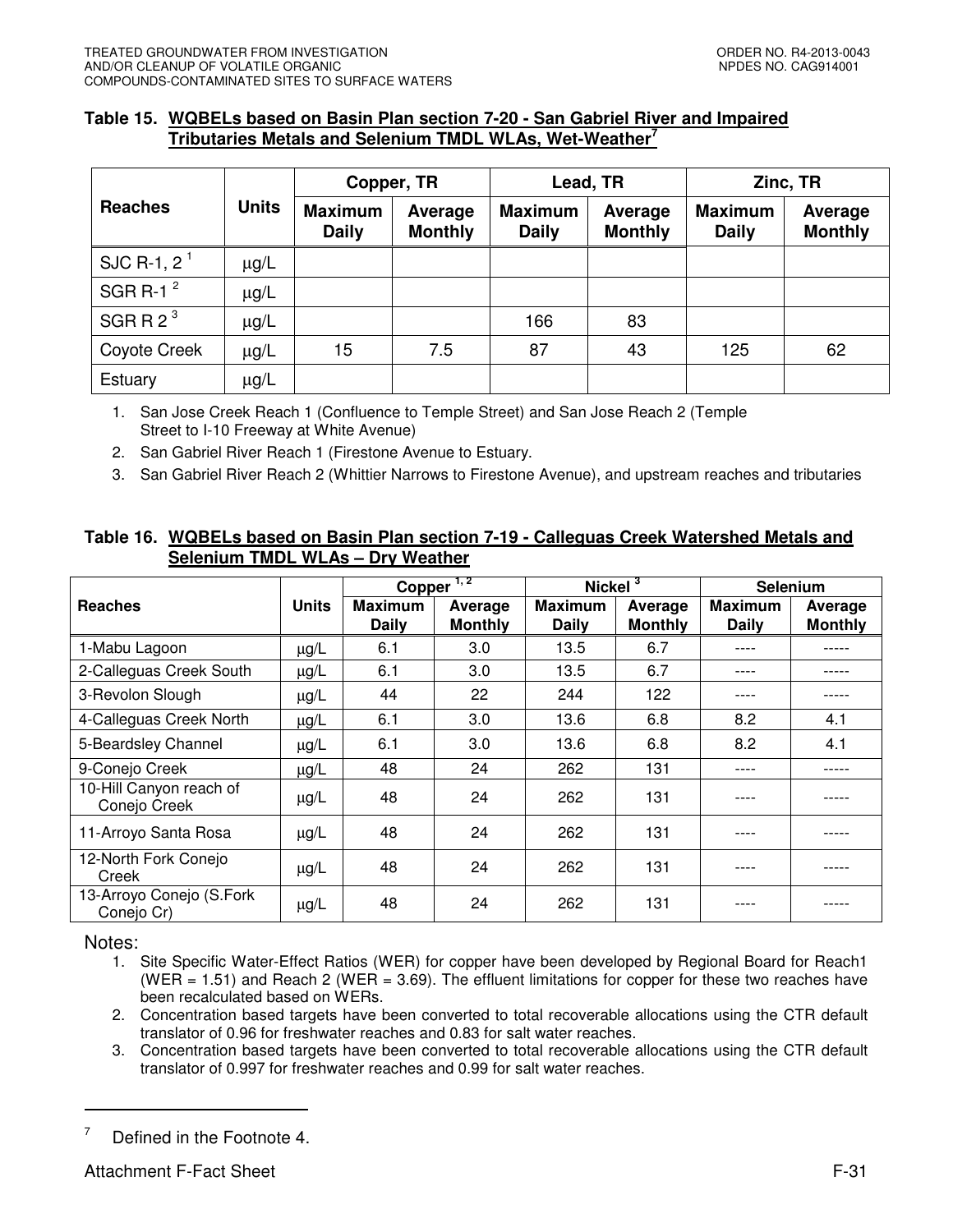### Table 15. WQBELs based on Basin Plan section 7-20 - San Gabriel River and Impaired Tributaries Metals and Selenium TMDL WLAs, Wet-Weather[7]

| Reaches | Units | Copper, TR | | Lead, TR | | Zinc, TR | |
|---|---|---|---|---|---|---|---|
| | | Maximum Daily | Average Monthly | Maximum Daily | Average Monthly | Maximum Daily | Average Monthly |
| SJC R-1, 2 [1] | μg/L | | | | | | |
| SGR R-1 [2] | μg/L | | | | | | |
| SGR R 2 [3] | μg/L | | | 166 | 83 | | |
| Coyote Creek | μg/L | 15 | 7.5 | 87 | 43 | 125 | 62 |
| Estuary | μg/L | | | | | | |

1. San Jose Creek Reach 1 (Confluence to Temple Street) and San Jose Reach 2 (Temple Street to I-10 Freeway at White Avenue)
2. San Gabriel River Reach 1 (Firestone Avenue to Estuary.
3. San Gabriel River Reach 2 (Whittier Narrows to Firestone Avenue), and upstream reaches and tributaries

### Table 16. WQBELs based on Basin Plan section 7-19 - Calleguas Creek Watershed Metals and Selenium TMDL WLAs – Dry Weather

| Reaches | Units | Copper [1, 2] | | Nickel [3] | | Selenium | |
|---|---|---|---|---|---|---|---|
| | | Maximum Daily | Average Monthly | Maximum Daily | Average Monthly | Maximum Daily | Average Monthly |
| 1-Mabu Lagoon | μg/L | 6.1 | 3.0 | 13.5 | 6.7 | ---- | ----- |
| 2-Calleguas Creek South | μg/L | 6.1 | 3.0 | 13.5 | 6.7 | ---- | ----- |
| 3-Revolon Slough | μg/L | 44 | 22 | 244 | 122 | ---- | ----- |
| 4-Calleguas Creek North | μg/L | 6.1 | 3.0 | 13.6 | 6.8 | 8.2 | 4.1 |
| 5-Beardsley Channel | μg/L | 6.1 | 3.0 | 13.6 | 6.8 | 8.2 | 4.1 |
| 9-Conejo Creek | μg/L | 48 | 24 | 262 | 131 | ---- | ----- |
| 10-Hill Canyon reach of Conejo Creek | μg/L | 48 | 24 | 262 | 131 | ---- | ----- |
| 11-Arroyo Santa Rosa | μg/L | 48 | 24 | 262 | 131 | ---- | ----- |
| 12-North Fork Conejo Creek | μg/L | 48 | 24 | 262 | 131 | ---- | ----- |
| 13-Arroyo Conejo (S.Fork Conejo Cr) | μg/L | 48 | 24 | 262 | 131 | ---- | ----- |

Notes:

1. Site Specific Water-Effect Ratios (WER) for copper have been developed by Regional Board for Reach1 (WER = 1.51) and Reach 2 (WER = 3.69). The effluent limitations for copper for these two reaches have been recalculated based on WERs.
2. Concentration based targets have been converted to total recoverable allocations using the CTR default translator of 0.96 for freshwater reaches and 0.83 for salt water reaches.
3. Concentration based targets have been converted to total recoverable allocations using the CTR default translator of 0.997 for freshwater reaches and 0.99 for salt water reaches.

---

[7] Defined in the Footnote 4.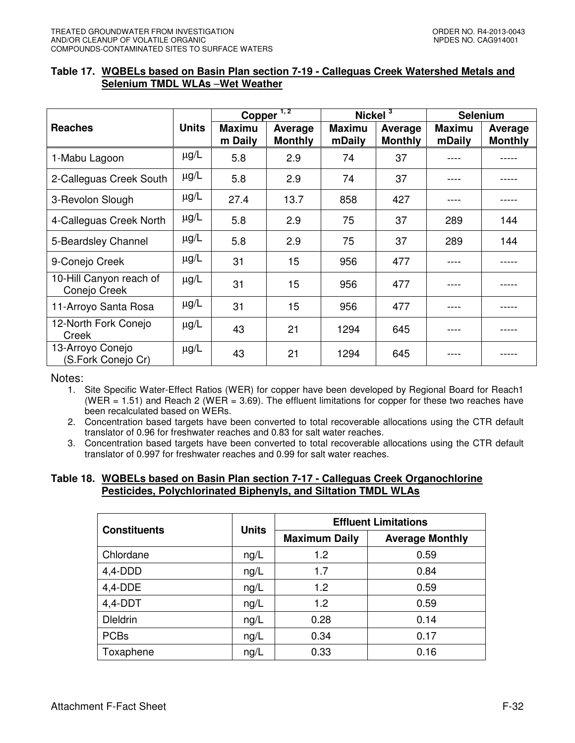### Table 17. WQBELs based on Basin Plan section 7-19 - Calleguas Creek Watershed Metals and Selenium TMDL WLAs –Wet Weather

| Reaches | Units | Copper [1, 2] | | Nickel [3] | | Selenium | |
|---|---|---|---|---|---|---|---|
| | | Maximum Daily | Average Monthly | Maximum Daily | Average Monthly | Maximum Daily | Average Monthly |
| 1-Mabu Lagoon | µg/L | 5.8 | 2.9 | 74 | 37 | ---- | ----- |
| 2-Calleguas Creek South | µg/L | 5.8 | 2.9 | 74 | 37 | ---- | ----- |
| 3-Revolon Slough | µg/L | 27.4 | 13.7 | 858 | 427 | ---- | ----- |
| 4-Calleguas Creek North | µg/L | 5.8 | 2.9 | 75 | 37 | 289 | 144 |
| 5-Beardsley Channel | µg/L | 5.8 | 2.9 | 75 | 37 | 289 | 144 |
| 9-Conejo Creek | µg/L | 31 | 15 | 956 | 477 | ---- | ----- |
| 10-Hill Canyon reach of Conejo Creek | µg/L | 31 | 15 | 956 | 477 | ---- | ----- |
| 11-Arroyo Santa Rosa | µg/L | 31 | 15 | 956 | 477 | ---- | ----- |
| 12-North Fork Conejo Creek | µg/L | 43 | 21 | 1294 | 645 | ---- | ----- |
| 13-Arroyo Conejo (S.Fork Conejo Cr) | µg/L | 43 | 21 | 1294 | 645 | ---- | ----- |

Notes:

1. Site Specific Water-Effect Ratios (WER) for copper have been developed by Regional Board for Reach1 (WER = 1.51) and Reach 2 (WER = 3.69). The effluent limitations for copper for these two reaches have been recalculated based on WERs.
2. Concentration based targets have been converted to total recoverable allocations using the CTR default translator of 0.96 for freshwater reaches and 0.83 for salt water reaches.
3. Concentration based targets have been converted to total recoverable allocations using the CTR default translator of 0.997 for freshwater reaches and 0.99 for salt water reaches.

### Table 18. WQBELs based on Basin Plan section 7-17 - Calleguas Creek Organochlorine Pesticides, Polychlorinated Biphenyls, and Siltation TMDL WLAs

| Constituents | Units | Effluent Limitations | |
|---|---|---|---|
| | | Maximum Daily | Average Monthly |
| Chlordane | ng/L | 1.2 | 0.59 |
| 4,4-DDD | ng/L | 1.7 | 0.84 |
| 4,4-DDE | ng/L | 1.2 | 0.59 |
| 4,4-DDT | ng/L | 1.2 | 0.59 |
| Dleldrin | ng/L | 0.28 | 0.14 |
| PCBs | ng/L | 0.34 | 0.17 |
| Toxaphene | ng/L | 0.33 | 0.16 |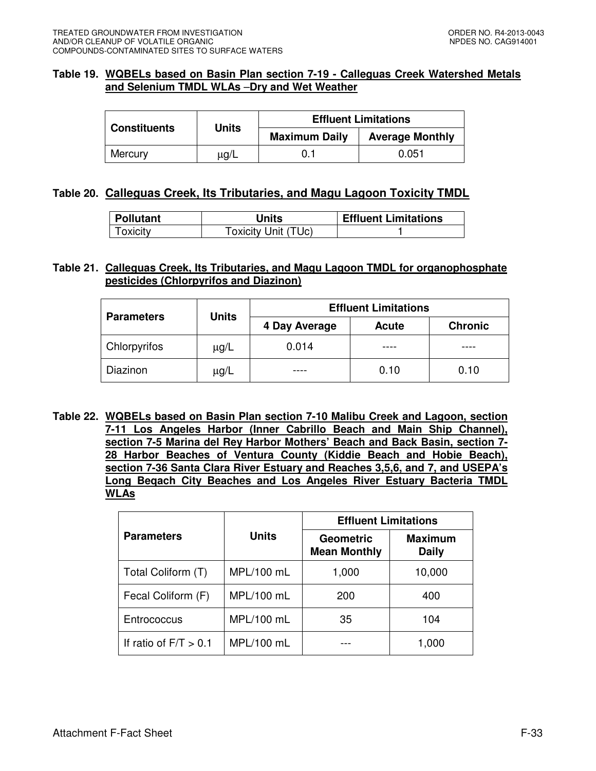**Table 19. WQBELs based on Basin Plan section 7-19 - Calleguas Creek Watershed Metals and Selenium TMDL WLAs –Dry and Wet Weather**

| Constituents | Units | Effluent Limitations | |
|---|---|---|---|
| | | Maximum Daily | Average Monthly |
| Mercury | μg/L | 0.1 | 0.051 |

**Table 20. Calleguas Creek, Its Tributaries, and Magu Lagoon Toxicity TMDL**

| Pollutant | Units | Effluent Limitations |
|---|---|---|
| Toxicity | Toxicity Unit (TUc) | 1 |

**Table 21. Calleguas Creek, Its Tributaries, and Magu Lagoon TMDL for organophosphate pesticides (Chlorpyrifos and Diazinon)**

| Parameters | Units | Effluent Limitations | | |
|---|---|---|---|---|
| | | 4 Day Average | Acute | Chronic |
| Chlorpyrifos | μg/L | 0.014 | ---- | ---- |
| Diazinon | μg/L | ---- | 0.10 | 0.10 |

**Table 22. WQBELs based on Basin Plan section 7-10 Malibu Creek and Lagoon, section 7-11 Los Angeles Harbor (Inner Cabrillo Beach and Main Ship Channel), section 7-5 Marina del Rey Harbor Mothers' Beach and Back Basin, section 7-28 Harbor Beaches of Ventura County (Kiddie Beach and Hobie Beach), section 7-36 Santa Clara River Estuary and Reaches 3,5,6, and 7, and USEPA's Long Beqach City Beaches and Los Angeles River Estuary Bacteria TMDL WLAs**

| Parameters | Units | Effluent Limitations | |
|---|---|---|---|
| | | Geometric Mean Monthly | Maximum Daily |
| Total Coliform (T) | MPL/100 mL | 1,000 | 10,000 |
| Fecal Coliform (F) | MPL/100 mL | 200 | 400 |
| Entrococcus | MPL/100 mL | 35 | 104 |
| If ratio of F/T > 0.1 | MPL/100 mL | --- | 1,000 |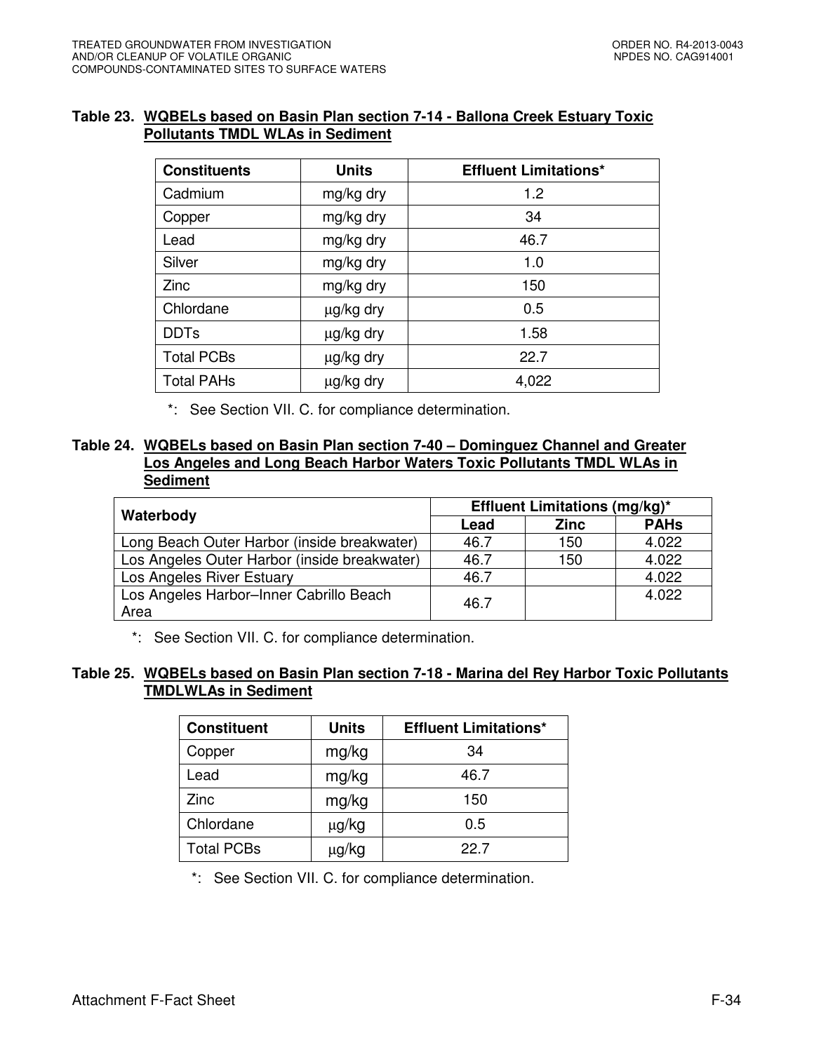**Table 23. WQBELs based on Basin Plan section 7-14 - Ballona Creek Estuary Toxic Pollutants TMDL WLAs in Sediment**

| Constituents | Units | Effluent Limitations* |
|---|---|---|
| Cadmium | mg/kg dry | 1.2 |
| Copper | mg/kg dry | 34 |
| Lead | mg/kg dry | 46.7 |
| Silver | mg/kg dry | 1.0 |
| Zinc | mg/kg dry | 150 |
| Chlordane | μg/kg dry | 0.5 |
| DDTs | μg/kg dry | 1.58 |
| Total PCBs | μg/kg dry | 22.7 |
| Total PAHs | μg/kg dry | 4,022 |

*: See Section VII. C. for compliance determination.

**Table 24. WQBELs based on Basin Plan section 7-40 – Dominguez Channel and Greater Los Angeles and Long Beach Harbor Waters Toxic Pollutants TMDL WLAs in Sediment**

| Waterbody | Effluent Limitations (mg/kg)* | | |
|---|---|---|---|
| | Lead | Zinc | PAHs |
| Long Beach Outer Harbor (inside breakwater) | 46.7 | 150 | 4.022 |
| Los Angeles Outer Harbor (inside breakwater) | 46.7 | 150 | 4.022 |
| Los Angeles River Estuary | 46.7 | | 4.022 |
| Los Angeles Harbor–Inner Cabrillo Beach Area | 46.7 | | 4.022 |

*: See Section VII. C. for compliance determination.

**Table 25. WQBELs based on Basin Plan section 7-18 - Marina del Rey Harbor Toxic Pollutants TMDLWLAs in Sediment**

| Constituent | Units | Effluent Limitations* |
|---|---|---|
| Copper | mg/kg | 34 |
| Lead | mg/kg | 46.7 |
| Zinc | mg/kg | 150 |
| Chlordane | μg/kg | 0.5 |
| Total PCBs | μg/kg | 22.7 |

*: See Section VII. C. for compliance determination.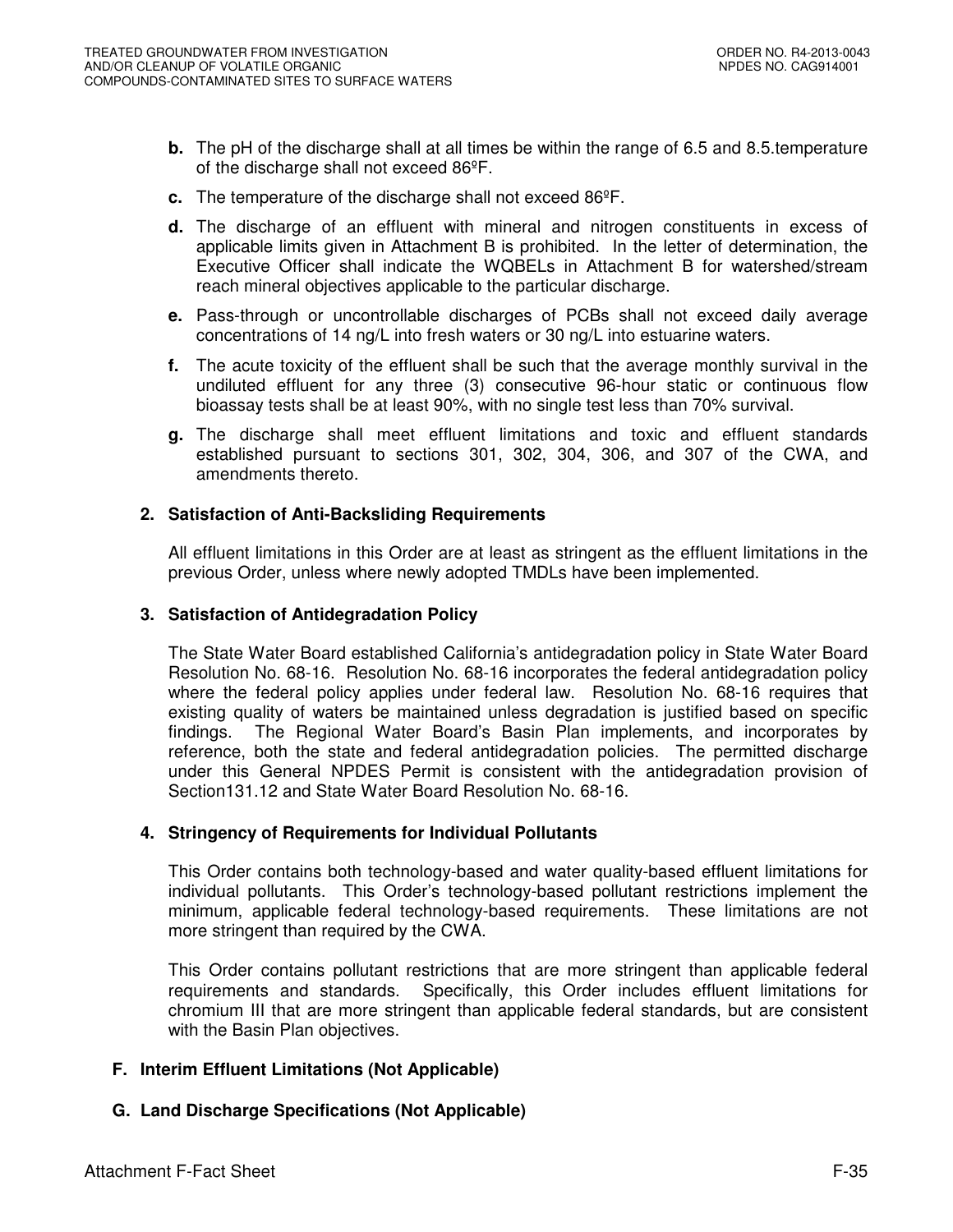- **b.** The pH of the discharge shall at all times be within the range of 6.5 and 8.5.temperature of the discharge shall not exceed 86ºF.
- **c.** The temperature of the discharge shall not exceed 86ºF.
- **d.** The discharge of an effluent with mineral and nitrogen constituents in excess of applicable limits given in Attachment B is prohibited. In the letter of determination, the Executive Officer shall indicate the WQBELs in Attachment B for watershed/stream reach mineral objectives applicable to the particular discharge.
- **e.** Pass-through or uncontrollable discharges of PCBs shall not exceed daily average concentrations of 14 ng/L into fresh waters or 30 ng/L into estuarine waters.
- **f.** The acute toxicity of the effluent shall be such that the average monthly survival in the undiluted effluent for any three (3) consecutive 96-hour static or continuous flow bioassay tests shall be at least 90%, with no single test less than 70% survival.
- **g.** The discharge shall meet effluent limitations and toxic and effluent standards established pursuant to sections 301, 302, 304, 306, and 307 of the CWA, and amendments thereto.

### 2. Satisfaction of Anti-Backsliding Requirements

All effluent limitations in this Order are at least as stringent as the effluent limitations in the previous Order, unless where newly adopted TMDLs have been implemented.

### 3. Satisfaction of Antidegradation Policy

The State Water Board established California's antidegradation policy in State Water Board Resolution No. 68-16. Resolution No. 68-16 incorporates the federal antidegradation policy where the federal policy applies under federal law. Resolution No. 68-16 requires that existing quality of waters be maintained unless degradation is justified based on specific findings. The Regional Water Board's Basin Plan implements, and incorporates by reference, both the state and federal antidegradation policies. The permitted discharge under this General NPDES Permit is consistent with the antidegradation provision of Section131.12 and State Water Board Resolution No. 68-16.

### 4. Stringency of Requirements for Individual Pollutants

This Order contains both technology-based and water quality-based effluent limitations for individual pollutants. This Order's technology-based pollutant restrictions implement the minimum, applicable federal technology-based requirements. These limitations are not more stringent than required by the CWA.

This Order contains pollutant restrictions that are more stringent than applicable federal requirements and standards. Specifically, this Order includes effluent limitations for chromium III that are more stringent than applicable federal standards, but are consistent with the Basin Plan objectives.

## F. Interim Effluent Limitations (Not Applicable)

## G. Land Discharge Specifications (Not Applicable)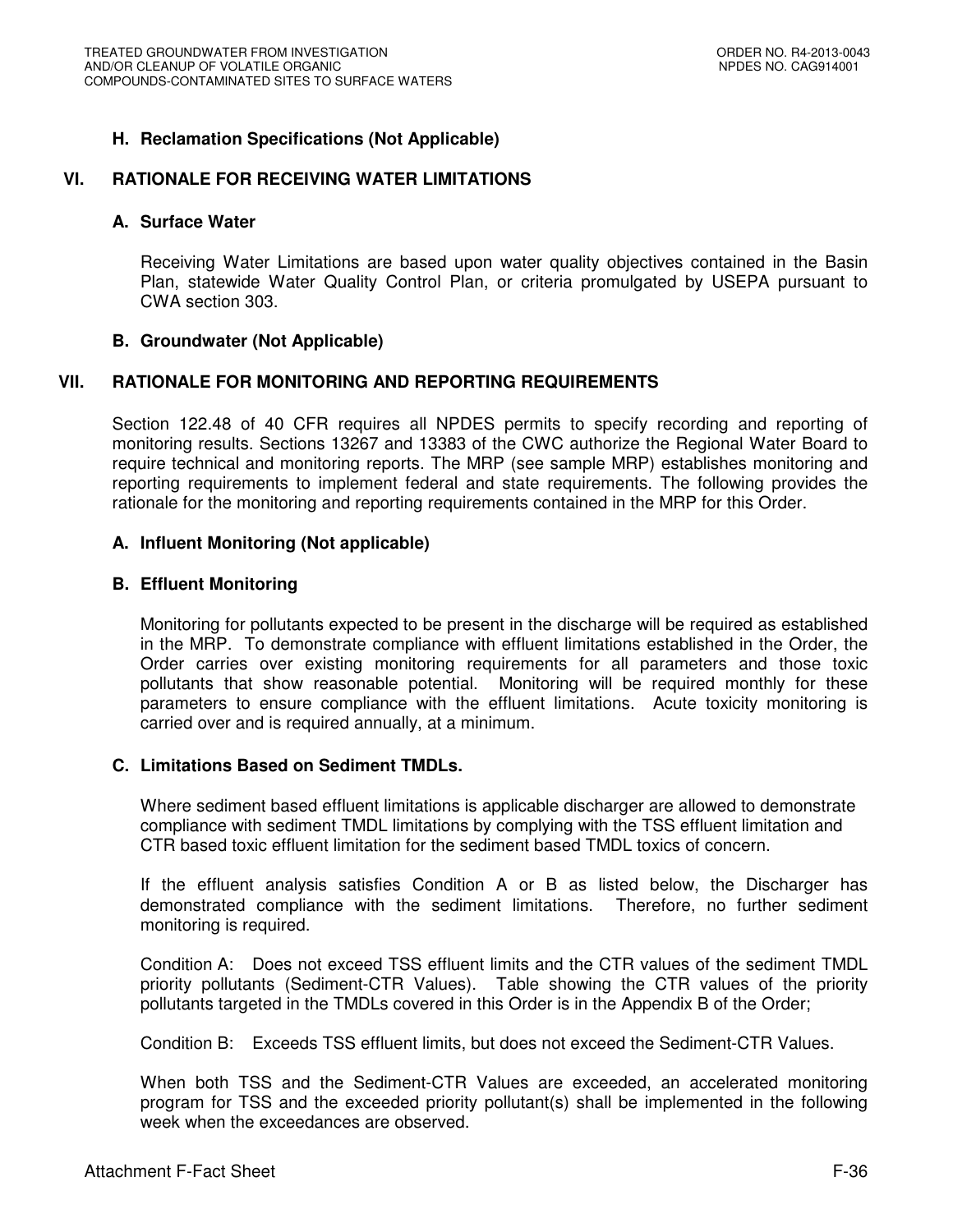### H. Reclamation Specifications (Not Applicable)

## VI. RATIONALE FOR RECEIVING WATER LIMITATIONS

### A. Surface Water

Receiving Water Limitations are based upon water quality objectives contained in the Basin Plan, statewide Water Quality Control Plan, or criteria promulgated by USEPA pursuant to CWA section 303.

### B. Groundwater (Not Applicable)

## VII. RATIONALE FOR MONITORING AND REPORTING REQUIREMENTS

Section 122.48 of 40 CFR requires all NPDES permits to specify recording and reporting of monitoring results. Sections 13267 and 13383 of the CWC authorize the Regional Water Board to require technical and monitoring reports. The MRP (see sample MRP) establishes monitoring and reporting requirements to implement federal and state requirements. The following provides the rationale for the monitoring and reporting requirements contained in the MRP for this Order.

### A. Influent Monitoring (Not applicable)

### B. Effluent Monitoring

Monitoring for pollutants expected to be present in the discharge will be required as established in the MRP. To demonstrate compliance with effluent limitations established in the Order, the Order carries over existing monitoring requirements for all parameters and those toxic pollutants that show reasonable potential. Monitoring will be required monthly for these parameters to ensure compliance with the effluent limitations. Acute toxicity monitoring is carried over and is required annually, at a minimum.

### C. Limitations Based on Sediment TMDLs.

Where sediment based effluent limitations is applicable discharger are allowed to demonstrate compliance with sediment TMDL limitations by complying with the TSS effluent limitation and CTR based toxic effluent limitation for the sediment based TMDL toxics of concern.

If the effluent analysis satisfies Condition A or B as listed below, the Discharger has demonstrated compliance with the sediment limitations. Therefore, no further sediment monitoring is required.

Condition A: Does not exceed TSS effluent limits and the CTR values of the sediment TMDL priority pollutants (Sediment-CTR Values). Table showing the CTR values of the priority pollutants targeted in the TMDLs covered in this Order is in the Appendix B of the Order;

Condition B: Exceeds TSS effluent limits, but does not exceed the Sediment-CTR Values.

When both TSS and the Sediment-CTR Values are exceeded, an accelerated monitoring program for TSS and the exceeded priority pollutant(s) shall be implemented in the following week when the exceedances are observed.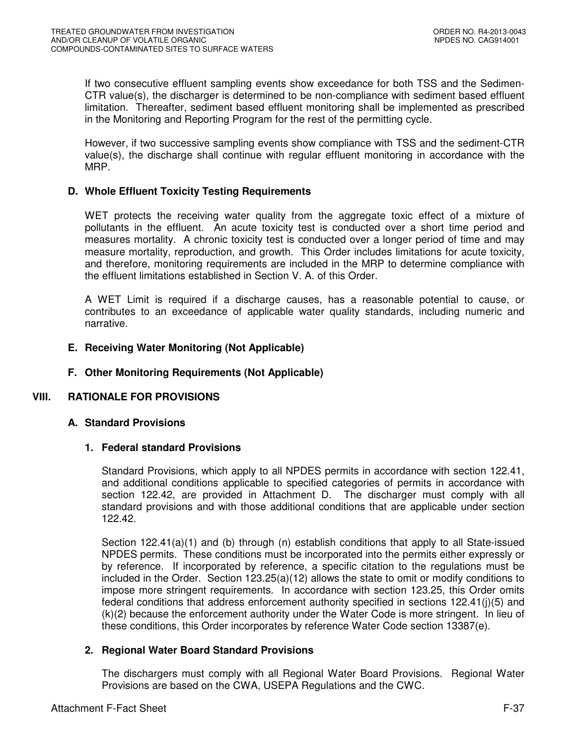If two consecutive effluent sampling events show exceedance for both TSS and the Sedimen-CTR value(s), the discharger is determined to be non-compliance with sediment based effluent limitation. Thereafter, sediment based effluent monitoring shall be implemented as prescribed in the Monitoring and Reporting Program for the rest of the permitting cycle.

However, if two successive sampling events show compliance with TSS and the sediment-CTR value(s), the discharge shall continue with regular effluent monitoring in accordance with the MRP.

### D. Whole Effluent Toxicity Testing Requirements

WET protects the receiving water quality from the aggregate toxic effect of a mixture of pollutants in the effluent. An acute toxicity test is conducted over a short time period and measures mortality. A chronic toxicity test is conducted over a longer period of time and may measure mortality, reproduction, and growth. This Order includes limitations for acute toxicity, and therefore, monitoring requirements are included in the MRP to determine compliance with the effluent limitations established in Section V. A. of this Order.

A WET Limit is required if a discharge causes, has a reasonable potential to cause, or contributes to an exceedance of applicable water quality standards, including numeric and narrative.

### E. Receiving Water Monitoring (Not Applicable)

### F. Other Monitoring Requirements (Not Applicable)

## VIII. RATIONALE FOR PROVISIONS

### A. Standard Provisions

#### 1. Federal standard Provisions

Standard Provisions, which apply to all NPDES permits in accordance with section 122.41, and additional conditions applicable to specified categories of permits in accordance with section 122.42, are provided in Attachment D. The discharger must comply with all standard provisions and with those additional conditions that are applicable under section 122.42.

Section 122.41(a)(1) and (b) through (n) establish conditions that apply to all State-issued NPDES permits. These conditions must be incorporated into the permits either expressly or by reference. If incorporated by reference, a specific citation to the regulations must be included in the Order. Section 123.25(a)(12) allows the state to omit or modify conditions to impose more stringent requirements. In accordance with section 123.25, this Order omits federal conditions that address enforcement authority specified in sections 122.41(j)(5) and (k)(2) because the enforcement authority under the Water Code is more stringent. In lieu of these conditions, this Order incorporates by reference Water Code section 13387(e).

#### 2. Regional Water Board Standard Provisions

The dischargers must comply with all Regional Water Board Provisions. Regional Water Provisions are based on the CWA, USEPA Regulations and the CWC.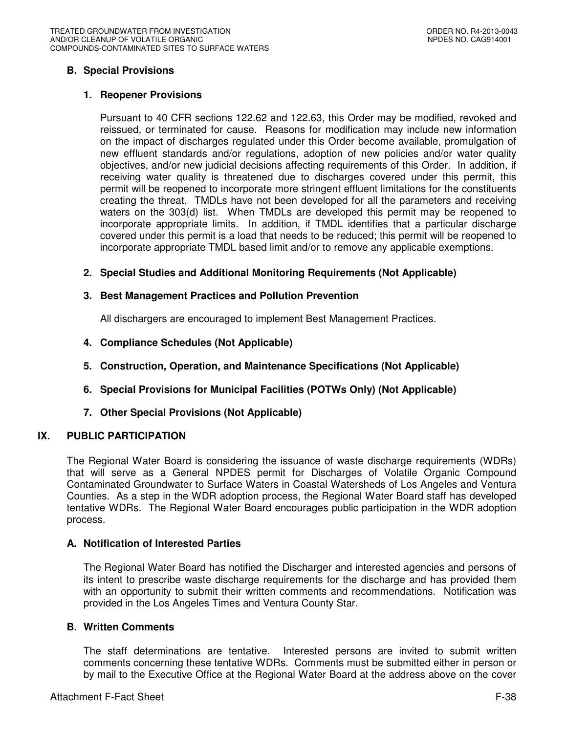### B. Special Provisions

#### 1. Reopener Provisions

Pursuant to 40 CFR sections 122.62 and 122.63, this Order may be modified, revoked and reissued, or terminated for cause. Reasons for modification may include new information on the impact of discharges regulated under this Order become available, promulgation of new effluent standards and/or regulations, adoption of new policies and/or water quality objectives, and/or new judicial decisions affecting requirements of this Order. In addition, if receiving water quality is threatened due to discharges covered under this permit, this permit will be reopened to incorporate more stringent effluent limitations for the constituents creating the threat. TMDLs have not been developed for all the parameters and receiving waters on the 303(d) list. When TMDLs are developed this permit may be reopened to incorporate appropriate limits. In addition, if TMDL identifies that a particular discharge covered under this permit is a load that needs to be reduced; this permit will be reopened to incorporate appropriate TMDL based limit and/or to remove any applicable exemptions.

#### 2. Special Studies and Additional Monitoring Requirements (Not Applicable)

#### 3. Best Management Practices and Pollution Prevention

All dischargers are encouraged to implement Best Management Practices.

#### 4. Compliance Schedules (Not Applicable)

#### 5. Construction, Operation, and Maintenance Specifications (Not Applicable)

#### 6. Special Provisions for Municipal Facilities (POTWs Only) (Not Applicable)

#### 7. Other Special Provisions (Not Applicable)

## IX. PUBLIC PARTICIPATION

The Regional Water Board is considering the issuance of waste discharge requirements (WDRs) that will serve as a General NPDES permit for Discharges of Volatile Organic Compound Contaminated Groundwater to Surface Waters in Coastal Watersheds of Los Angeles and Ventura Counties. As a step in the WDR adoption process, the Regional Water Board staff has developed tentative WDRs. The Regional Water Board encourages public participation in the WDR adoption process.

### A. Notification of Interested Parties

The Regional Water Board has notified the Discharger and interested agencies and persons of its intent to prescribe waste discharge requirements for the discharge and has provided them with an opportunity to submit their written comments and recommendations. Notification was provided in the Los Angeles Times and Ventura County Star.

### B. Written Comments

The staff determinations are tentative. Interested persons are invited to submit written comments concerning these tentative WDRs. Comments must be submitted either in person or by mail to the Executive Office at the Regional Water Board at the address above on the cover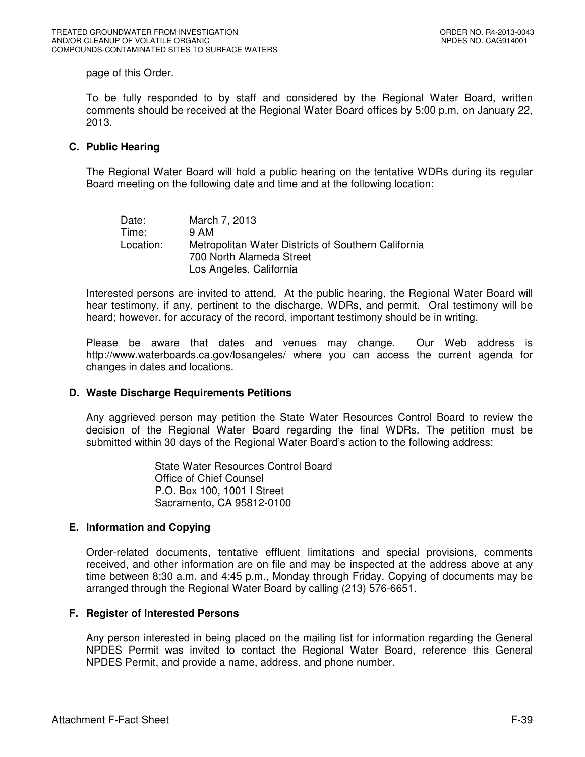page of this Order.

To be fully responded to by staff and considered by the Regional Water Board, written comments should be received at the Regional Water Board offices by 5:00 p.m. on January 22, 2013.

### C. Public Hearing

The Regional Water Board will hold a public hearing on the tentative WDRs during its regular Board meeting on the following date and time and at the following location:

Date: March 7, 2013
Time: 9 AM
Location: Metropolitan Water Districts of Southern California
700 North Alameda Street
Los Angeles, California

Interested persons are invited to attend. At the public hearing, the Regional Water Board will hear testimony, if any, pertinent to the discharge, WDRs, and permit. Oral testimony will be heard; however, for accuracy of the record, important testimony should be in writing.

Please be aware that dates and venues may change. Our Web address is http://www.waterboards.ca.gov/losangeles/ where you can access the current agenda for changes in dates and locations.

### D. Waste Discharge Requirements Petitions

Any aggrieved person may petition the State Water Resources Control Board to review the decision of the Regional Water Board regarding the final WDRs. The petition must be submitted within 30 days of the Regional Water Board's action to the following address:

State Water Resources Control Board
Office of Chief Counsel
P.O. Box 100, 1001 I Street
Sacramento, CA 95812-0100

### E. Information and Copying

Order-related documents, tentative effluent limitations and special provisions, comments received, and other information are on file and may be inspected at the address above at any time between 8:30 a.m. and 4:45 p.m., Monday through Friday. Copying of documents may be arranged through the Regional Water Board by calling (213) 576-6651.

### F. Register of Interested Persons

Any person interested in being placed on the mailing list for information regarding the General NPDES Permit was invited to contact the Regional Water Board, reference this General NPDES Permit, and provide a name, address, and phone number.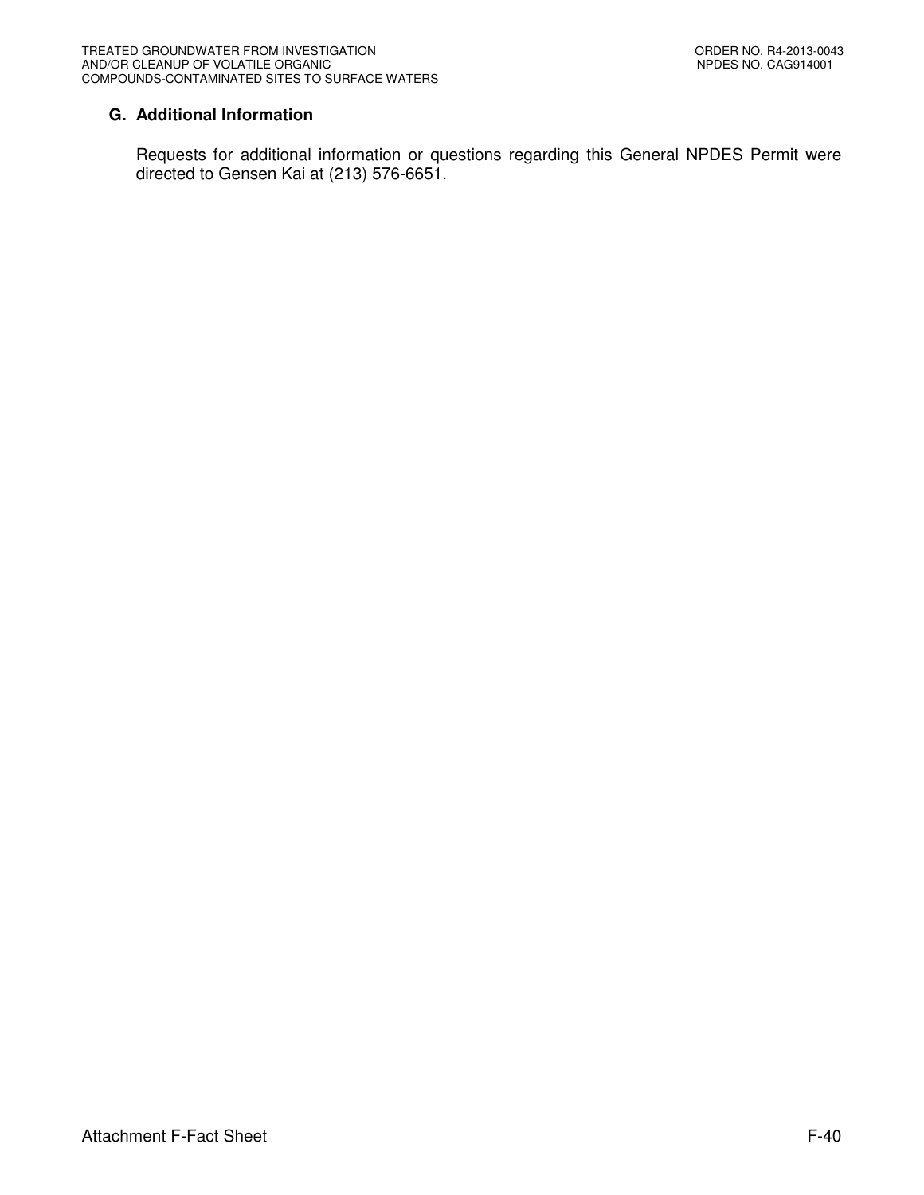### G. Additional Information

Requests for additional information or questions regarding this General NPDES Permit were directed to Gensen Kai at (213) 576-6651.